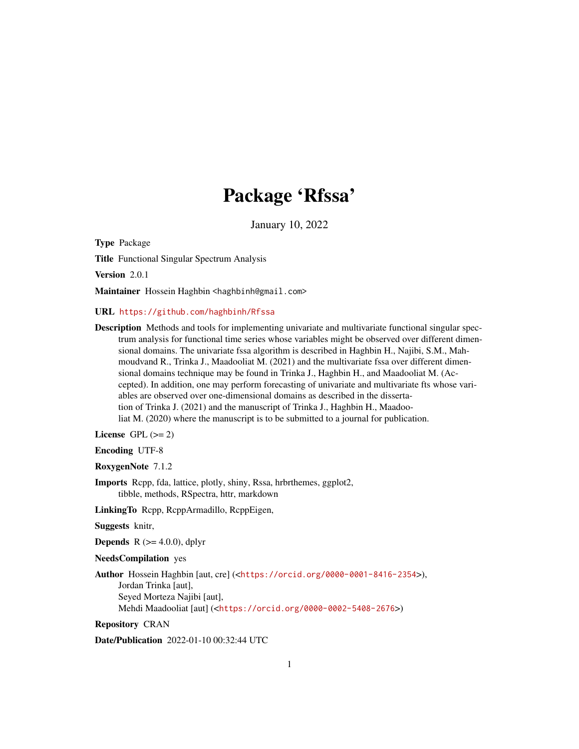# Package 'Rfssa'

January 10, 2022

**Type** Package

**Title** Functional Singular Spectrum Analysis

**Version** 2.0.1

**Maintainer** Hossein Haghbin <haghbinh@gmail.com>

**URL** https://github.com/haghbinh/Rfssa

**Description** Methods and tools for implementing univariate and multivariate functional singular spectrum analysis for functional time series whose variables might be observed over different dimensional domains. The univariate fssa algorithm is described in Haghbin H., Najibi, S.M., Mahmoudvand R., Trinka J., Maadooliat M. (2021) and the multivariate fssa over different dimensional domains technique may be found in Trinka J., Haghbin H., and Maadooliat M. (Accepted). In addition, one may perform forecasting of univariate and multivariate fts whose variables are observed over one-dimensional domains as described in the dissertation of Trinka J. (2021) and the manuscript of Trinka J., Haghbin H., Maadooliat M. (2020) where the manuscript is to be submitted to a journal for publication.

**License** GPL (>= 2)

**Encoding** UTF-8

**RoxygenNote** 7.1.2

**Imports** Rcpp, fda, lattice, plotly, shiny, Rssa, hrbrthemes, ggplot2, tibble, methods, RSpectra, httr, markdown

**LinkingTo** Rcpp, RcppArmadillo, RcppEigen,

**Suggests** knitr,

**Depends** R (>= 4.0.0), dplyr

**NeedsCompilation** yes

**Author** Hossein Haghbin [aut, cre] (<https://orcid.org/0000-0001-8416-2354>),
Jordan Trinka [aut],
Seyed Morteza Najibi [aut],
Mehdi Maadooliat [aut] (<https://orcid.org/0000-0002-5408-2676>)

**Repository** CRAN

**Date/Publication** 2022-01-10 00:32:44 UTC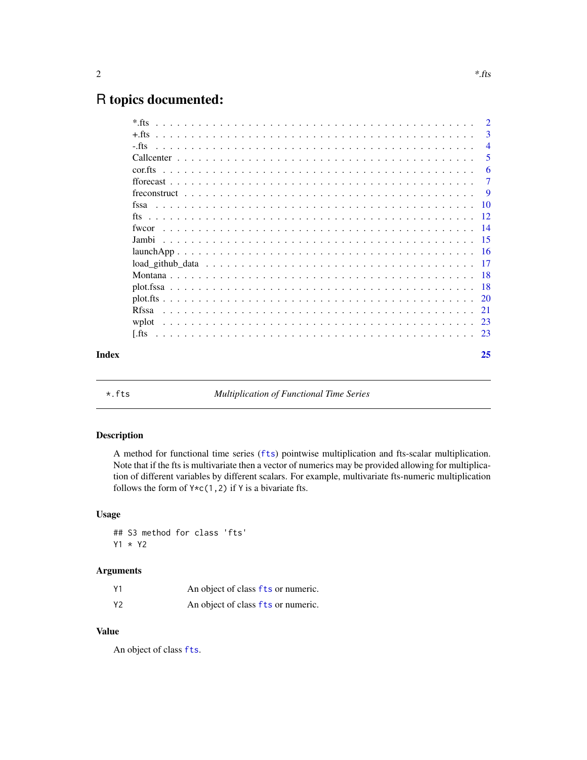# R topics documented:

| | |
|---|---|
| *.fts | 2 |
| +.fts | 3 |
| -.fts | 4 |
| Callcenter | 5 |
| cor.fts | 6 |
| fforecast | 7 |
| freconstruct | 9 |
| fssa | 10 |
| fts | 12 |
| fwcor | 14 |
| Jambi | 15 |
| launchApp | 16 |
| load_github_data | 17 |
| Montana | 18 |
| plot.fssa | 18 |
| plot.fts | 20 |
| Rfssa | 21 |
| wplot | 23 |
| [.fts | 23 |

**Index** 25

---

`*.fts` *Multiplication of Functional Time Series*

---

### Description

A method for functional time series (`fts`) pointwise multiplication and fts-scalar multiplication. Note that if the fts is multivariate then a vector of numerics may be provided allowing for multiplication of different variables by different scalars. For example, multivariate fts-numeric multiplication follows the form of `Y*c(1,2)` if `Y` is a bivariate fts.

### Usage

```
## S3 method for class 'fts'
Y1 * Y2
```

### Arguments

| | |
|---|---|
| `Y1` | An object of class `fts` or numeric. |
| `Y2` | An object of class `fts` or numeric. |

### Value

An object of class `fts`.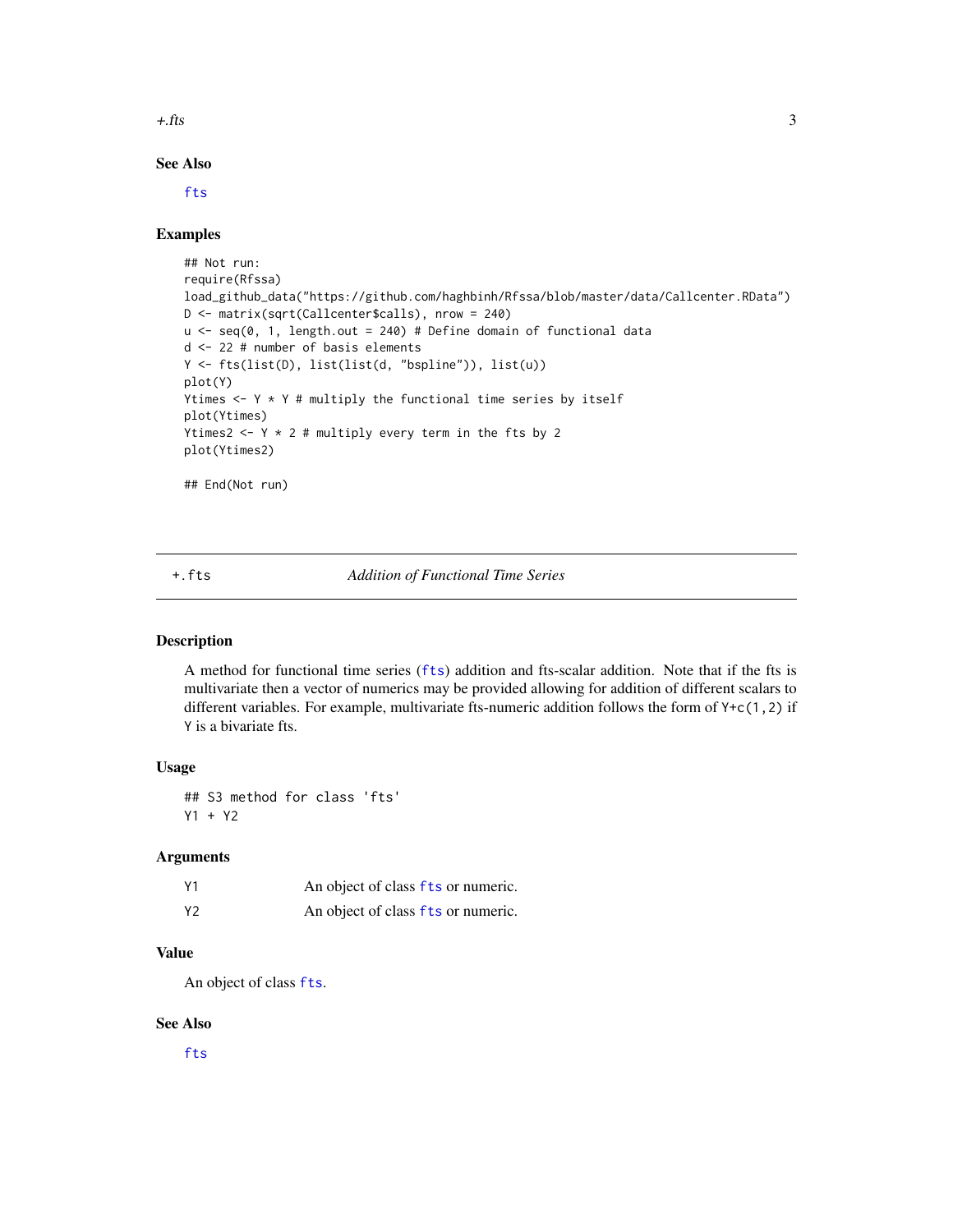### See Also

fts

### Examples

```
## Not run:
require(Rfssa)
load_github_data("https://github.com/haghbinh/Rfssa/blob/master/data/Callcenter.RData")
D <- matrix(sqrt(Callcenter$calls), nrow = 240)
u <- seq(0, 1, length.out = 240) # Define domain of functional data
d <- 22 # number of basis elements
Y <- fts(list(D), list(list(d, "bspline")), list(u))
plot(Y)
Ytimes <- Y * Y # multiply the functional time series by itself
plot(Ytimes)
Ytimes2 <- Y * 2 # multiply every term in the fts by 2
plot(Ytimes2)

## End(Not run)
```

---

## +.fts — *Addition of Functional Time Series*

### Description

A method for functional time series (fts) addition and fts-scalar addition. Note that if the fts is multivariate then a vector of numerics may be provided allowing for addition of different scalars to different variables. For example, multivariate fts-numeric addition follows the form of `Y+c(1,2)` if `Y` is a bivariate fts.

### Usage

```
## S3 method for class 'fts'
Y1 + Y2
```

### Arguments

| | |
|---|---|
| Y1 | An object of class fts or numeric. |
| Y2 | An object of class fts or numeric. |

### Value

An object of class fts.

### See Also

fts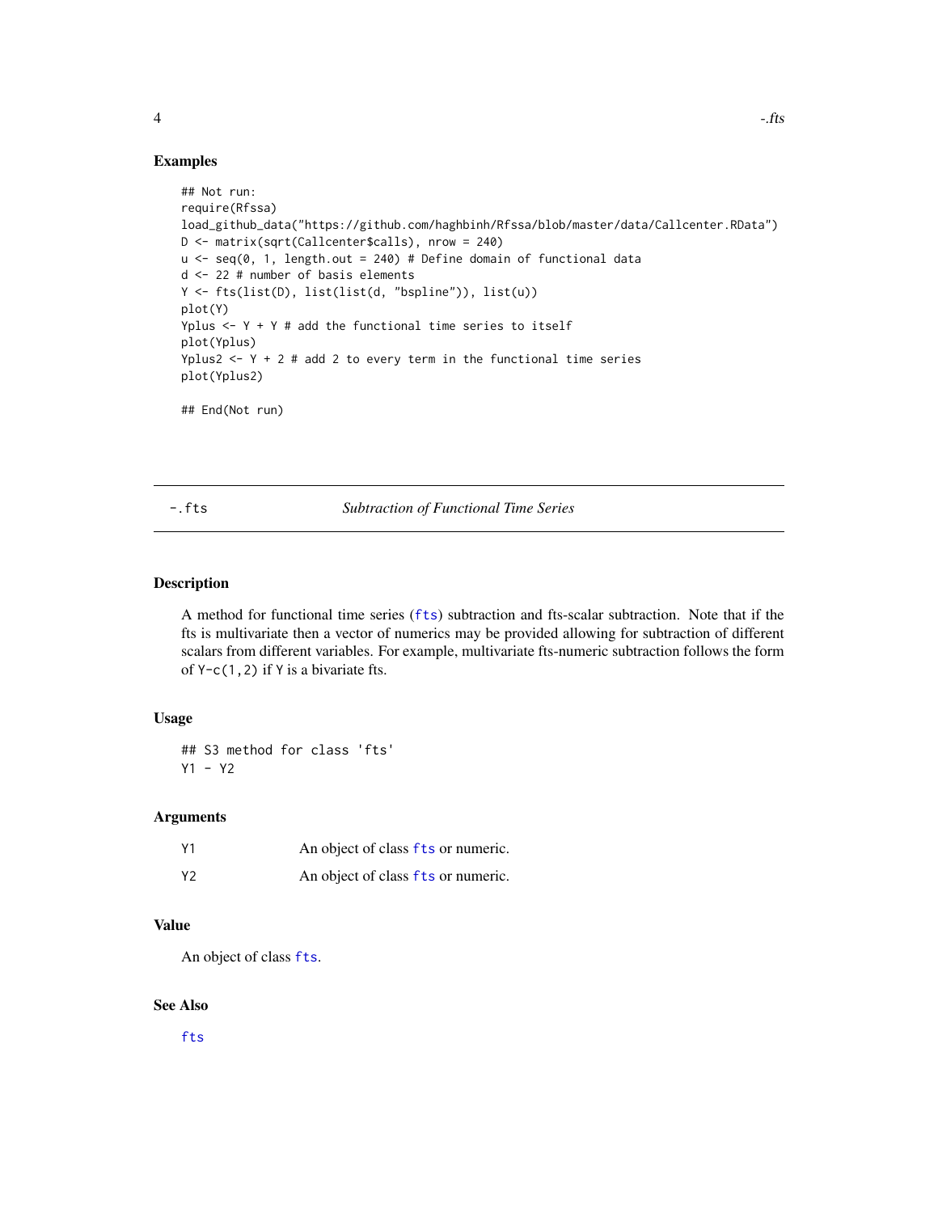### Examples

```
## Not run:
require(Rfssa)
load_github_data("https://github.com/haghbinh/Rfssa/blob/master/data/Callcenter.RData")
D <- matrix(sqrt(Callcenter$calls), nrow = 240)
u <- seq(0, 1, length.out = 240) # Define domain of functional data
d <- 22 # number of basis elements
Y <- fts(list(D), list(list(d, "bspline")), list(u))
plot(Y)
Yplus <- Y + Y # add the functional time series to itself
plot(Yplus)
Yplus2 <- Y + 2 # add 2 to every term in the functional time series
plot(Yplus2)

## End(Not run)
```

---

## -.fts *Subtraction of Functional Time Series*

---

### Description

A method for functional time series (fts) subtraction and fts-scalar subtraction. Note that if the fts is multivariate then a vector of numerics may be provided allowing for subtraction of different scalars from different variables. For example, multivariate fts-numeric subtraction follows the form of `Y-c(1,2)` if `Y` is a bivariate fts.

### Usage

```
## S3 method for class 'fts'
Y1 - Y2
```

### Arguments

| | |
|---|---|
| Y1 | An object of class fts or numeric. |
| Y2 | An object of class fts or numeric. |

### Value

An object of class fts.

### See Also

fts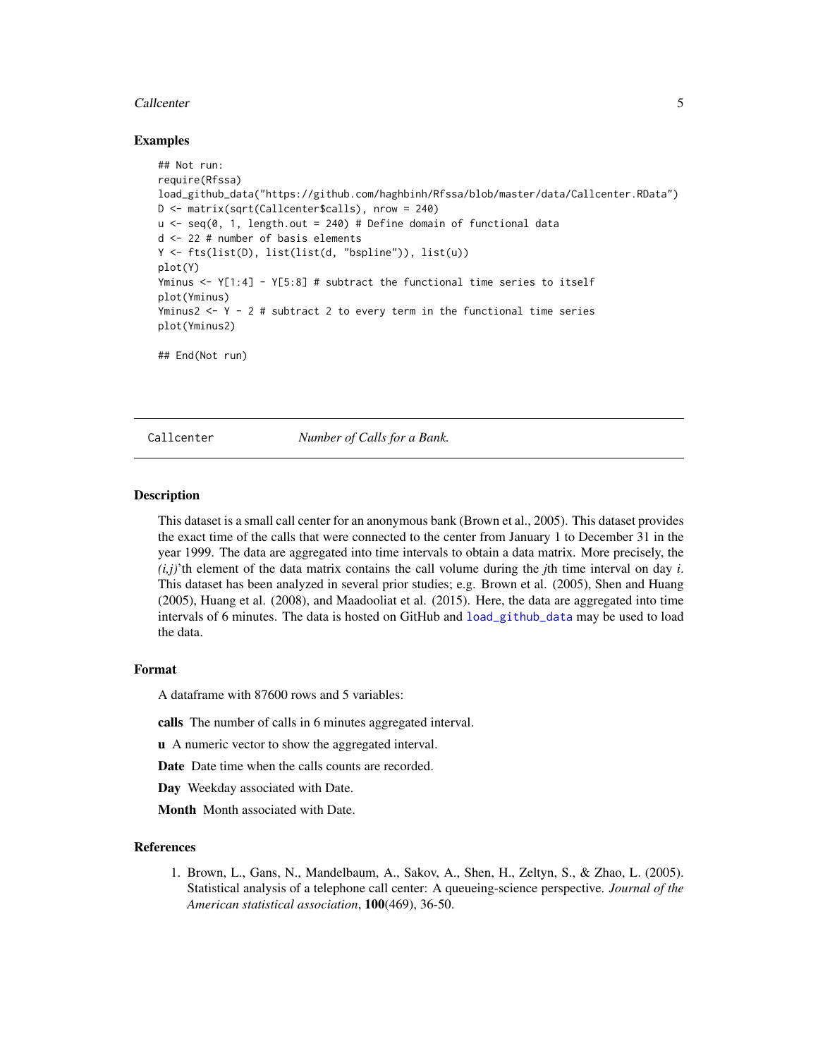### Examples

```
## Not run:
require(Rfssa)
load_github_data("https://github.com/haghbinh/Rfssa/blob/master/data/Callcenter.RData")
D <- matrix(sqrt(Callcenter$calls), nrow = 240)
u <- seq(0, 1, length.out = 240) # Define domain of functional data
d <- 22 # number of basis elements
Y <- fts(list(D), list(list(d, "bspline")), list(u))
plot(Y)
Yminus <- Y[1:4] - Y[5:8] # subtract the functional time series to itself
plot(Yminus)
Yminus2 <- Y - 2 # subtract 2 to every term in the functional time series
plot(Yminus2)

## End(Not run)
```

## Callcenter — *Number of Calls for a Bank.*

### Description

This dataset is a small call center for an anonymous bank (Brown et al., 2005). This dataset provides the exact time of the calls that were connected to the center from January 1 to December 31 in the year 1999. The data are aggregated into time intervals to obtain a data matrix. More precisely, the *(i,j)*'th element of the data matrix contains the call volume during the *j*th time interval on day *i*. This dataset has been analyzed in several prior studies; e.g. Brown et al. (2005), Shen and Huang (2005), Huang et al. (2008), and Maadooliat et al. (2015). Here, the data are aggregated into time intervals of 6 minutes. The data is hosted on GitHub and `load_github_data` may be used to load the data.

### Format

A dataframe with 87600 rows and 5 variables:

**calls** The number of calls in 6 minutes aggregated interval.

**u** A numeric vector to show the aggregated interval.

**Date** Date time when the calls counts are recorded.

**Day** Weekday associated with Date.

**Month** Month associated with Date.

### References

1. Brown, L., Gans, N., Mandelbaum, A., Sakov, A., Shen, H., Zeltyn, S., & Zhao, L. (2005). Statistical analysis of a telephone call center: A queueing-science perspective. *Journal of the American statistical association*, **100**(469), 36-50.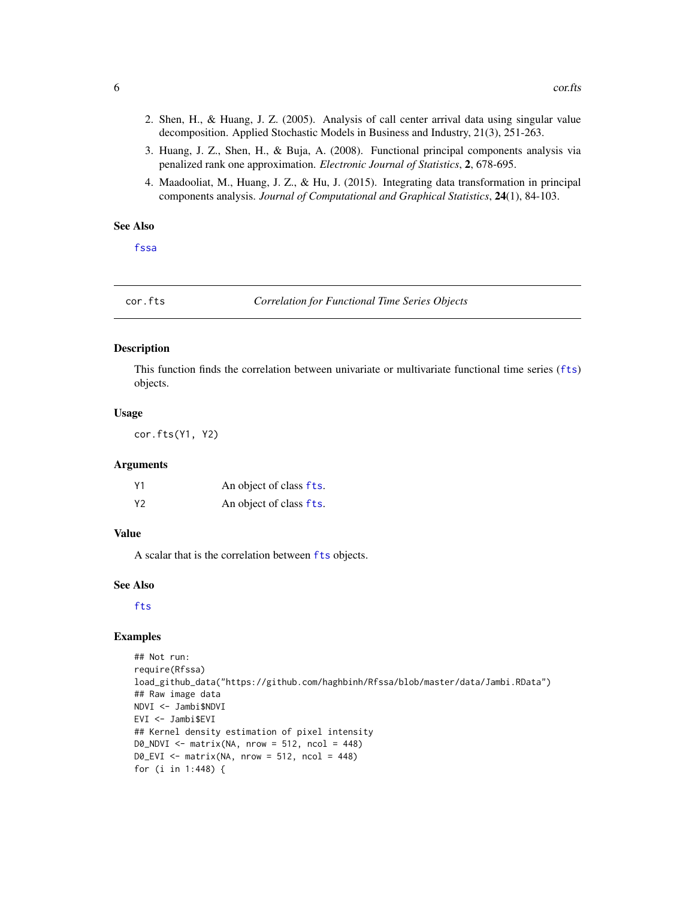2. Shen, H., & Huang, J. Z. (2005). Analysis of call center arrival data using singular value decomposition. Applied Stochastic Models in Business and Industry, 21(3), 251-263.
3. Huang, J. Z., Shen, H., & Buja, A. (2008). Functional principal components analysis via penalized rank one approximation. *Electronic Journal of Statistics*, **2**, 678-695.
4. Maadooliat, M., Huang, J. Z., & Hu, J. (2015). Integrating data transformation in principal components analysis. *Journal of Computational and Graphical Statistics*, **24**(1), 84-103.

### See Also

fssa

---

## cor.fts &nbsp;&nbsp;&nbsp;&nbsp; *Correlation for Functional Time Series Objects*

---

### Description

This function finds the correlation between univariate or multivariate functional time series (fts) objects.

### Usage

```
cor.fts(Y1, Y2)
```

### Arguments

| | |
|---|---|
| Y1 | An object of class fts. |
| Y2 | An object of class fts. |

### Value

A scalar that is the correlation between fts objects.

### See Also

fts

### Examples

```
## Not run:
require(Rfssa)
load_github_data("https://github.com/haghbinh/Rfssa/blob/master/data/Jambi.RData")
## Raw image data
NDVI <- Jambi$NDVI
EVI <- Jambi$EVI
## Kernel density estimation of pixel intensity
D0_NDVI <- matrix(NA, nrow = 512, ncol = 448)
D0_EVI <- matrix(NA, nrow = 512, ncol = 448)
for (i in 1:448) {
```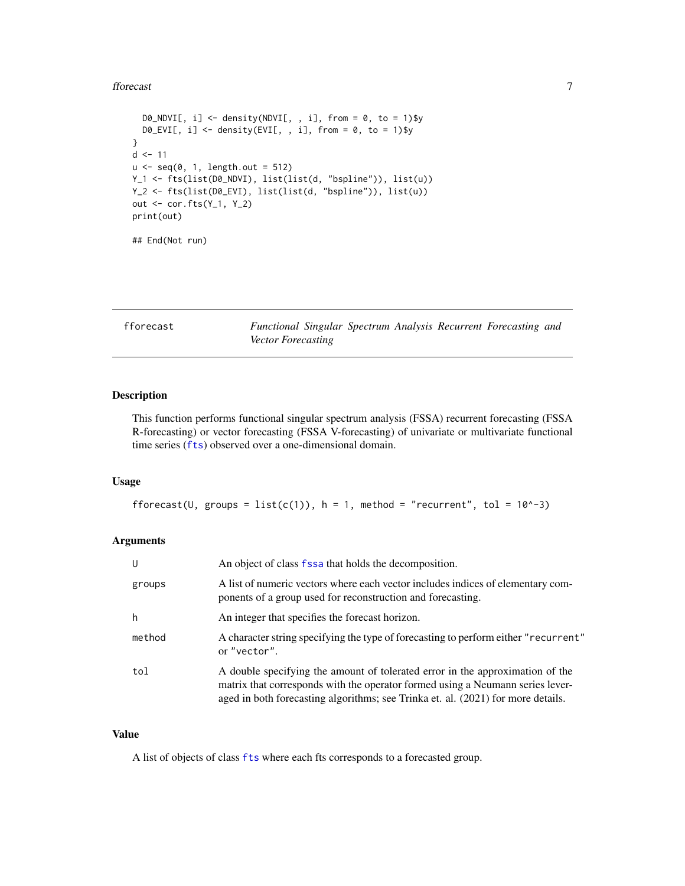```
  D0_NDVI[, i] <- density(NDVI[, , i], from = 0, to = 1)$y
  D0_EVI[, i] <- density(EVI[, , i], from = 0, to = 1)$y
}
d <- 11
u <- seq(0, 1, length.out = 512)
Y_1 <- fts(list(D0_NDVI), list(list(d, "bspline")), list(u))
Y_2 <- fts(list(D0_EVI), list(list(d, "bspline")), list(u))
out <- cor.fts(Y_1, Y_2)
print(out)

## End(Not run)
```

---

## fforecast — *Functional Singular Spectrum Analysis Recurrent Forecasting and Vector Forecasting*

---

### Description

This function performs functional singular spectrum analysis (FSSA) recurrent forecasting (FSSA R-forecasting) or vector forecasting (FSSA V-forecasting) of univariate or multivariate functional time series (`fts`) observed over a one-dimensional domain.

### Usage

```
fforecast(U, groups = list(c(1)), h = 1, method = "recurrent", tol = 10^-3)
```

### Arguments

| | |
|---|---|
| `U` | An object of class `fssa` that holds the decomposition. |
| `groups` | A list of numeric vectors where each vector includes indices of elementary components of a group used for reconstruction and forecasting. |
| `h` | An integer that specifies the forecast horizon. |
| `method` | A character string specifying the type of forecasting to perform either `"recurrent"` or `"vector"`. |
| `tol` | A double specifying the amount of tolerated error in the approximation of the matrix that corresponds with the operator formed using a Neumann series leveraged in both forecasting algorithms; see Trinka et. al. (2021) for more details. |

### Value

A list of objects of class `fts` where each fts corresponds to a forecasted group.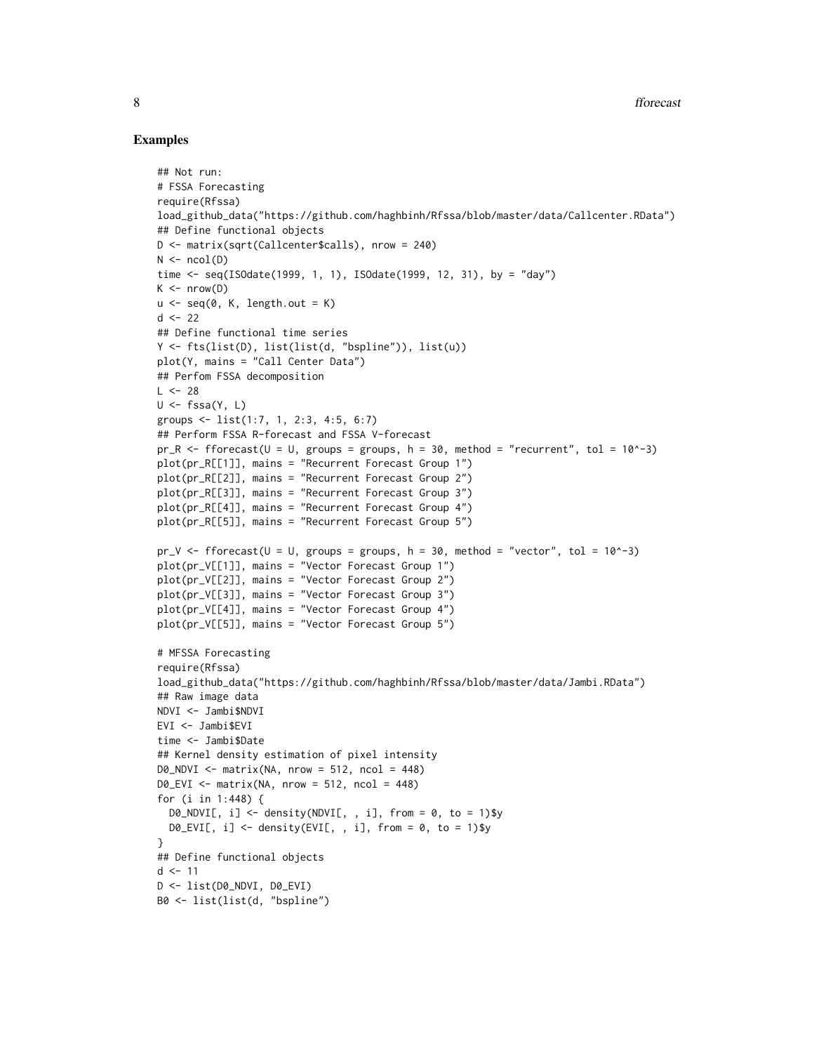### Examples

```
## Not run:
# FSSA Forecasting
require(Rfssa)
load_github_data("https://github.com/haghbinh/Rfssa/blob/master/data/Callcenter.RData")
## Define functional objects
D <- matrix(sqrt(Callcenter$calls), nrow = 240)
N <- ncol(D)
time <- seq(ISOdate(1999, 1, 1), ISOdate(1999, 12, 31), by = "day")
K <- nrow(D)
u <- seq(0, K, length.out = K)
d <- 22
## Define functional time series
Y <- fts(list(D), list(list(d, "bspline")), list(u))
plot(Y, mains = "Call Center Data")
## Perfom FSSA decomposition
L <- 28
U <- fssa(Y, L)
groups <- list(1:7, 1, 2:3, 4:5, 6:7)
## Perform FSSA R-forecast and FSSA V-forecast
pr_R <- fforecast(U = U, groups = groups, h = 30, method = "recurrent", tol = 10^-3)
plot(pr_R[[1]], mains = "Recurrent Forecast Group 1")
plot(pr_R[[2]], mains = "Recurrent Forecast Group 2")
plot(pr_R[[3]], mains = "Recurrent Forecast Group 3")
plot(pr_R[[4]], mains = "Recurrent Forecast Group 4")
plot(pr_R[[5]], mains = "Recurrent Forecast Group 5")

pr_V <- fforecast(U = U, groups = groups, h = 30, method = "vector", tol = 10^-3)
plot(pr_V[[1]], mains = "Vector Forecast Group 1")
plot(pr_V[[2]], mains = "Vector Forecast Group 2")
plot(pr_V[[3]], mains = "Vector Forecast Group 3")
plot(pr_V[[4]], mains = "Vector Forecast Group 4")
plot(pr_V[[5]], mains = "Vector Forecast Group 5")

# MFSSA Forecasting
require(Rfssa)
load_github_data("https://github.com/haghbinh/Rfssa/blob/master/data/Jambi.RData")
## Raw image data
NDVI <- Jambi$NDVI
EVI <- Jambi$EVI
time <- Jambi$Date
## Kernel density estimation of pixel intensity
D0_NDVI <- matrix(NA, nrow = 512, ncol = 448)
D0_EVI <- matrix(NA, nrow = 512, ncol = 448)
for (i in 1:448) {
  D0_NDVI[, i] <- density(NDVI[, , i], from = 0, to = 1)$y
  D0_EVI[, i] <- density(EVI[, , i], from = 0, to = 1)$y
}
## Define functional objects
d <- 11
D <- list(D0_NDVI, D0_EVI)
B0 <- list(list(d, "bspline")
```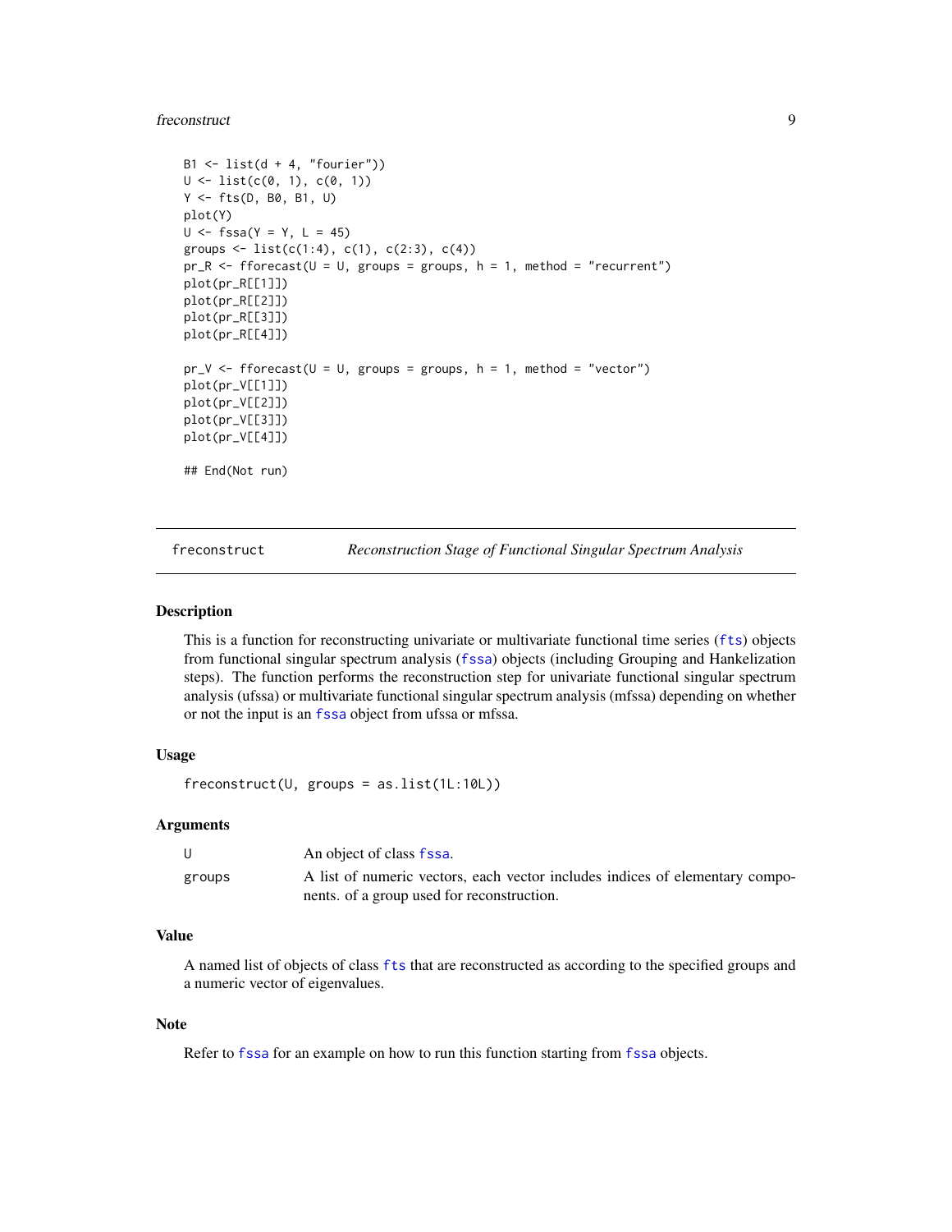```
B1 <- list(d + 4, "fourier"))
U <- list(c(0, 1), c(0, 1))
Y <- fts(D, B0, B1, U)
plot(Y)
U <- fssa(Y = Y, L = 45)
groups <- list(c(1:4), c(1), c(2:3), c(4))
pr_R <- fforecast(U = U, groups = groups, h = 1, method = "recurrent")
plot(pr_R[[1]])
plot(pr_R[[2]])
plot(pr_R[[3]])
plot(pr_R[[4]])

pr_V <- fforecast(U = U, groups = groups, h = 1, method = "vector")
plot(pr_V[[1]])
plot(pr_V[[2]])
plot(pr_V[[3]])
plot(pr_V[[4]])

## End(Not run)
```

---

## freconstruct — *Reconstruction Stage of Functional Singular Spectrum Analysis*

### Description

This is a function for reconstructing univariate or multivariate functional time series (fts) objects from functional singular spectrum analysis (fssa) objects (including Grouping and Hankelization steps). The function performs the reconstruction step for univariate functional singular spectrum analysis (ufssa) or multivariate functional singular spectrum analysis (mfssa) depending on whether or not the input is an fssa object from ufssa or mfssa.

### Usage

```
freconstruct(U, groups = as.list(1L:10L))
```

### Arguments

| | |
|---|---|
| U | An object of class fssa. |
| groups | A list of numeric vectors, each vector includes indices of elementary components. of a group used for reconstruction. |

### Value

A named list of objects of class fts that are reconstructed as according to the specified groups and a numeric vector of eigenvalues.

### Note

Refer to fssa for an example on how to run this function starting from fssa objects.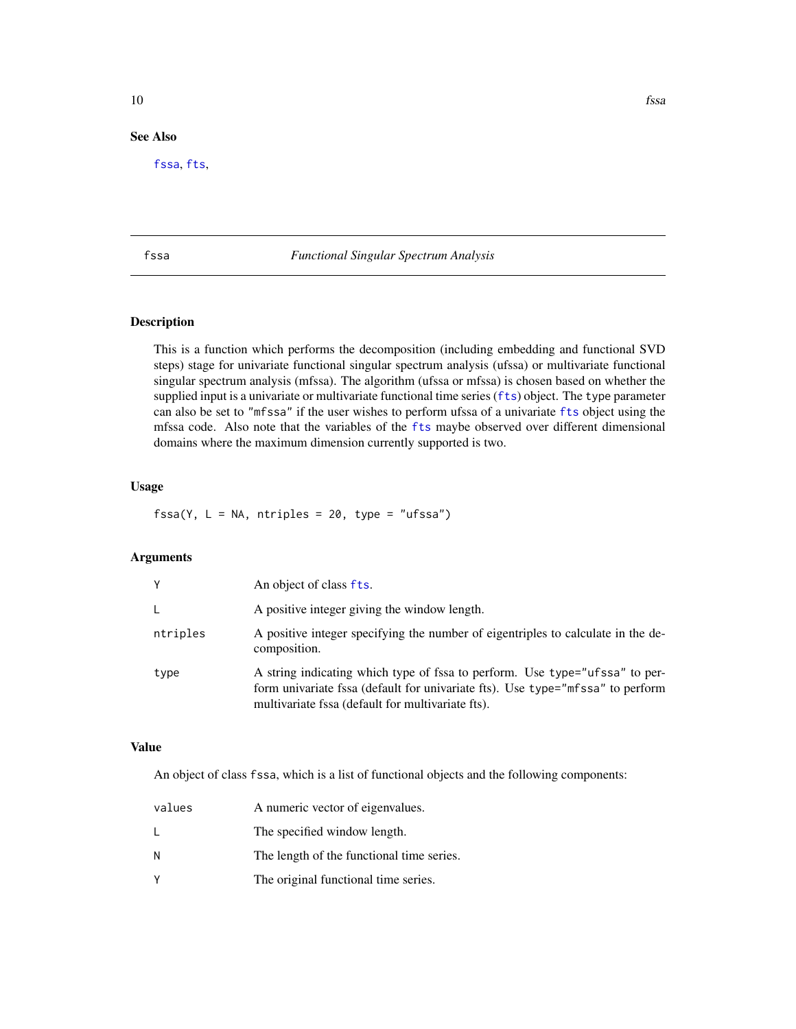## See Also

fssa, fts,

---

fssa *Functional Singular Spectrum Analysis*

---

### Description

This is a function which performs the decomposition (including embedding and functional SVD steps) stage for univariate functional singular spectrum analysis (ufssa) or multivariate functional singular spectrum analysis (mfssa). The algorithm (ufssa or mfssa) is chosen based on whether the supplied input is a univariate or multivariate functional time series (fts) object. The type parameter can also be set to "mfssa" if the user wishes to perform ufssa of a univariate fts object using the mfssa code. Also note that the variables of the fts maybe observed over different dimensional domains where the maximum dimension currently supported is two.

### Usage

```
fssa(Y, L = NA, ntriples = 20, type = "ufssa")
```

### Arguments

| | |
|---|---|
| Y | An object of class fts. |
| L | A positive integer giving the window length. |
| ntriples | A positive integer specifying the number of eigentriples to calculate in the decomposition. |
| type | A string indicating which type of fssa to perform. Use type="ufssa" to perform univariate fssa (default for univariate fts). Use type="mfssa" to perform multivariate fssa (default for multivariate fts). |

### Value

An object of class fssa, which is a list of functional objects and the following components:

| | |
|---|---|
| values | A numeric vector of eigenvalues. |
| L | The specified window length. |
| N | The length of the functional time series. |
| Y | The original functional time series. |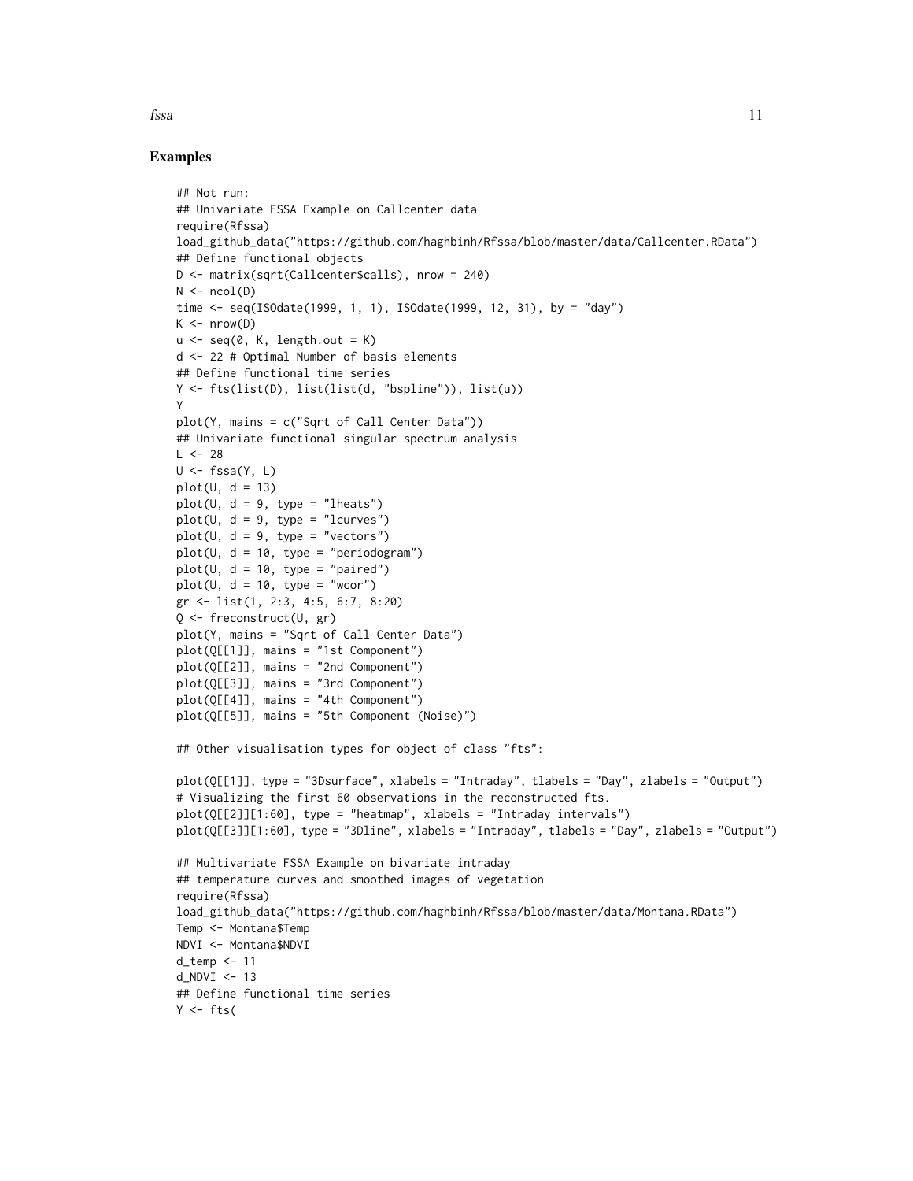### Examples

```
## Not run:
## Univariate FSSA Example on Callcenter data
require(Rfssa)
load_github_data("https://github.com/haghbinh/Rfssa/blob/master/data/Callcenter.RData")
## Define functional objects
D <- matrix(sqrt(Callcenter$calls), nrow = 240)
N <- ncol(D)
time <- seq(ISOdate(1999, 1, 1), ISOdate(1999, 12, 31), by = "day")
K <- nrow(D)
u <- seq(0, K, length.out = K)
d <- 22 # Optimal Number of basis elements
## Define functional time series
Y <- fts(list(D), list(list(d, "bspline")), list(u))
Y
plot(Y, mains = c("Sqrt of Call Center Data"))
## Univariate functional singular spectrum analysis
L <- 28
U <- fssa(Y, L)
plot(U, d = 13)
plot(U, d = 9, type = "lheats")
plot(U, d = 9, type = "lcurves")
plot(U, d = 9, type = "vectors")
plot(U, d = 10, type = "periodogram")
plot(U, d = 10, type = "paired")
plot(U, d = 10, type = "wcor")
gr <- list(1, 2:3, 4:5, 6:7, 8:20)
Q <- freconstruct(U, gr)
plot(Y, mains = "Sqrt of Call Center Data")
plot(Q[[1]], mains = "1st Component")
plot(Q[[2]], mains = "2nd Component")
plot(Q[[3]], mains = "3rd Component")
plot(Q[[4]], mains = "4th Component")
plot(Q[[5]], mains = "5th Component (Noise)")

## Other visualisation types for object of class "fts":

plot(Q[[1]], type = "3Dsurface", xlabels = "Intraday", tlabels = "Day", zlabels = "Output")
# Visualizing the first 60 observations in the reconstructed fts.
plot(Q[[2]][1:60], type = "heatmap", xlabels = "Intraday intervals")
plot(Q[[3]][1:60], type = "3Dline", xlabels = "Intraday", tlabels = "Day", zlabels = "Output")

## Multivariate FSSA Example on bivariate intraday
## temperature curves and smoothed images of vegetation
require(Rfssa)
load_github_data("https://github.com/haghbinh/Rfssa/blob/master/data/Montana.RData")
Temp <- Montana$Temp
NDVI <- Montana$NDVI
d_temp <- 11
d_NDVI <- 13
## Define functional time series
Y <- fts(
```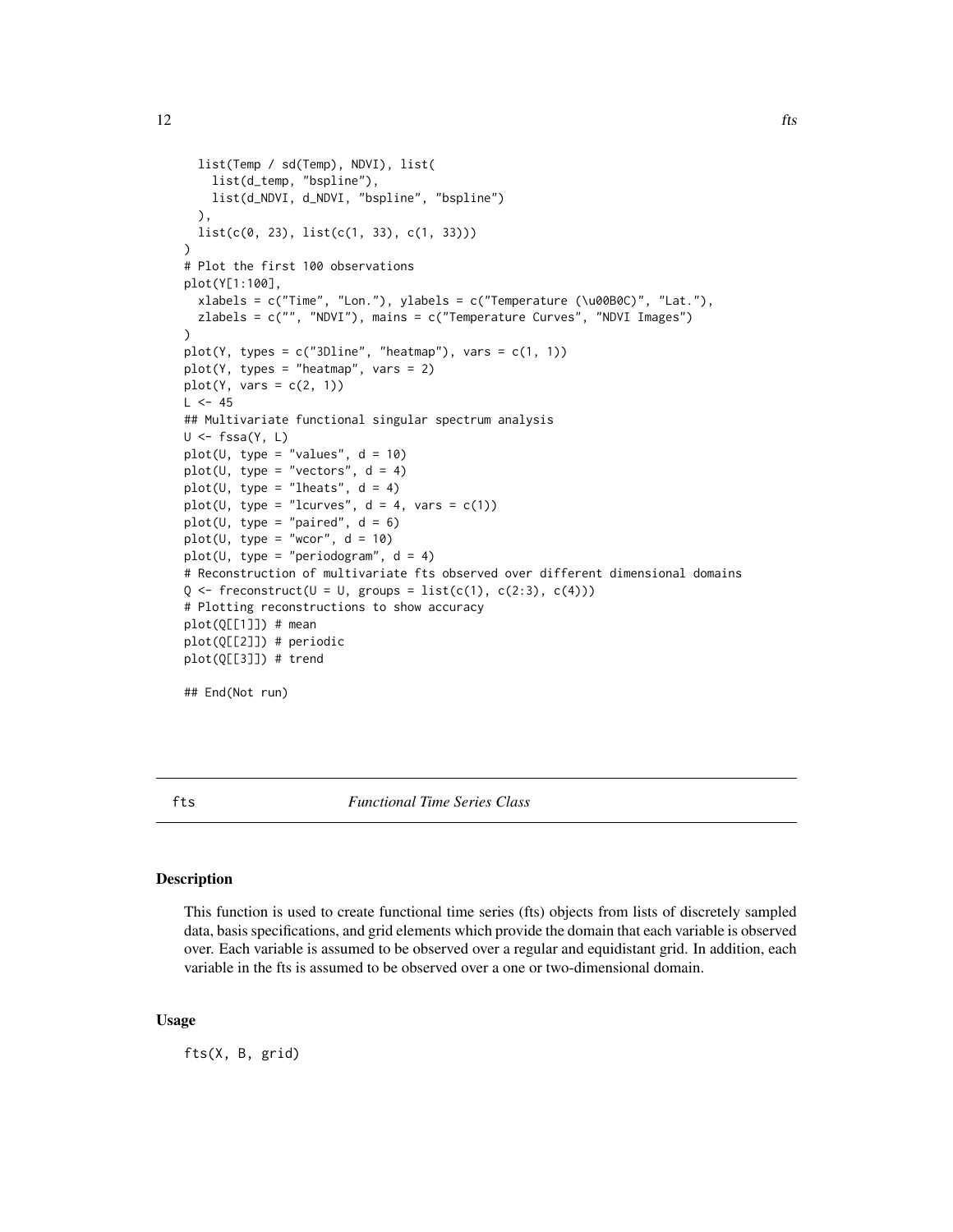```
  list(Temp / sd(Temp), NDVI), list(
    list(d_temp, "bspline"),
    list(d_NDVI, d_NDVI, "bspline", "bspline")
  ),
  list(c(0, 23), list(c(1, 33), c(1, 33)))
)
# Plot the first 100 observations
plot(Y[1:100],
  xlabels = c("Time", "Lon."), ylabels = c("Temperature (\u00B0C)", "Lat."),
  zlabels = c("", "NDVI"), mains = c("Temperature Curves", "NDVI Images")
)
plot(Y, types = c("3Dline", "heatmap"), vars = c(1, 1))
plot(Y, types = "heatmap", vars = 2)
plot(Y, vars = c(2, 1))
L <- 45
## Multivariate functional singular spectrum analysis
U <- fssa(Y, L)
plot(U, type = "values", d = 10)
plot(U, type = "vectors", d = 4)
plot(U, type = "lheats", d = 4)
plot(U, type = "lcurves", d = 4, vars = c(1))
plot(U, type = "paired", d = 6)
plot(U, type = "wcor", d = 10)
plot(U, type = "periodogram", d = 4)
# Reconstruction of multivariate fts observed over different dimensional domains
Q <- freconstruct(U = U, groups = list(c(1), c(2:3), c(4)))
# Plotting reconstructions to show accuracy
plot(Q[[1]]) # mean
plot(Q[[2]]) # periodic
plot(Q[[3]]) # trend

## End(Not run)
```

## fts — *Functional Time Series Class*

### Description

This function is used to create functional time series (fts) objects from lists of discretely sampled data, basis specifications, and grid elements which provide the domain that each variable is observed over. Each variable is assumed to be observed over a regular and equidistant grid. In addition, each variable in the fts is assumed to be observed over a one or two-dimensional domain.

### Usage

```
fts(X, B, grid)
```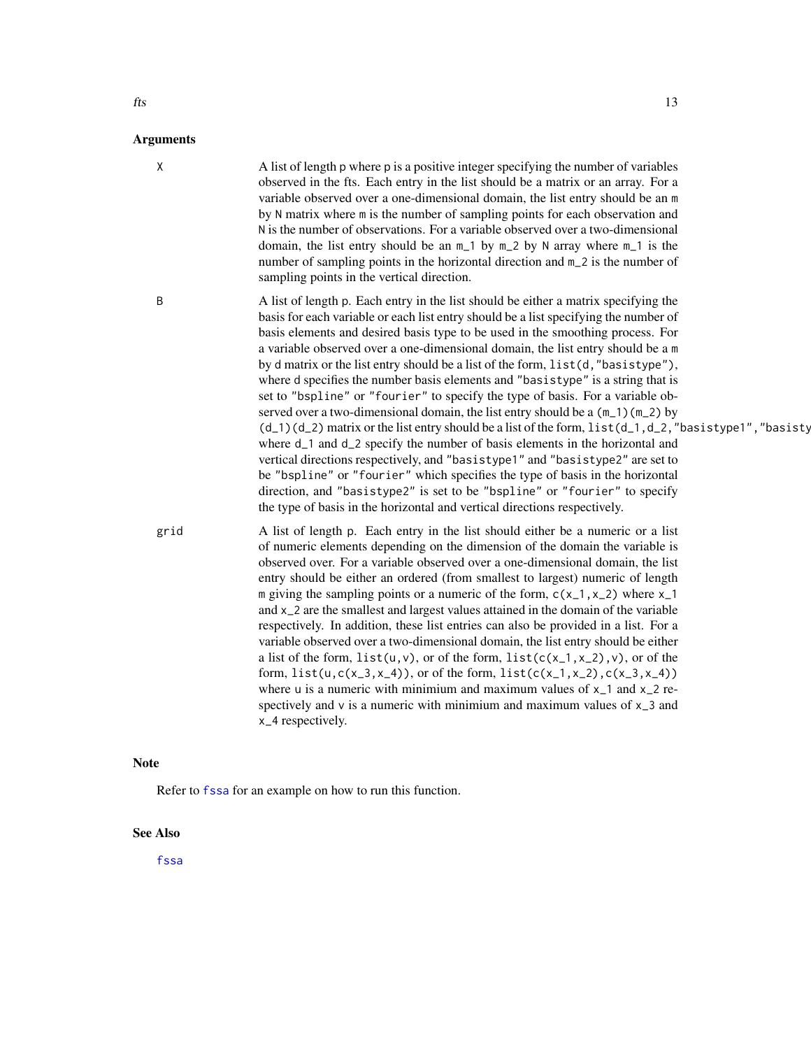## Arguments

**X** A list of length p where p is a positive integer specifying the number of variables observed in the fts. Each entry in the list should be a matrix or an array. For a variable observed over a one-dimensional domain, the list entry should be an m by N matrix where m is the number of sampling points for each observation and N is the number of observations. For a variable observed over a two-dimensional domain, the list entry should be an m_1 by m_2 by N array where m_1 is the number of sampling points in the horizontal direction and m_2 is the number of sampling points in the vertical direction.

**B** A list of length p. Each entry in the list should be either a matrix specifying the basis for each variable or each list entry should be a list specifying the number of basis elements and desired basis type to be used in the smoothing process. For a variable observed over a one-dimensional domain, the list entry should be a m by d matrix or the list entry should be a list of the form, `list(d,"basistype")`, where d specifies the number basis elements and "basistype" is a string that is set to "bspline" or "fourier" to specify the type of basis. For a variable observed over a two-dimensional domain, the list entry should be a (m_1)(m_2) by (d_1)(d_2) matrix or the list entry should be a list of the form, `list(d_1,d_2,"basistype1","basisty` where d_1 and d_2 specify the number of basis elements in the horizontal and vertical directions respectively, and "basistype1" and "basistype2" are set to be "bspline" or "fourier" which specifies the type of basis in the horizontal direction, and "basistype2" is set to be "bspline" or "fourier" to specify the type of basis in the horizontal and vertical directions respectively.

**grid** A list of length p. Each entry in the list should either be a numeric or a list of numeric elements depending on the dimension of the domain the variable is observed over. For a variable observed over a one-dimensional domain, the list entry should be either an ordered (from smallest to largest) numeric of length m giving the sampling points or a numeric of the form, `c(x_1,x_2)` where x_1 and x_2 are the smallest and largest values attained in the domain of the variable respectively. In addition, these list entries can also be provided in a list. For a variable observed over a two-dimensional domain, the list entry should be either a list of the form, `list(u,v)`, or of the form, `list(c(x_1,x_2),v)`, or of the form, `list(u,c(x_3,x_4))`, or of the form, `list(c(x_1,x_2),c(x_3,x_4))` where u is a numeric with minimium and maximum values of x_1 and x_2 respectively and v is a numeric with minimium and maximum values of x_3 and x_4 respectively.

## Note

Refer to fssa for an example on how to run this function.

## See Also

fssa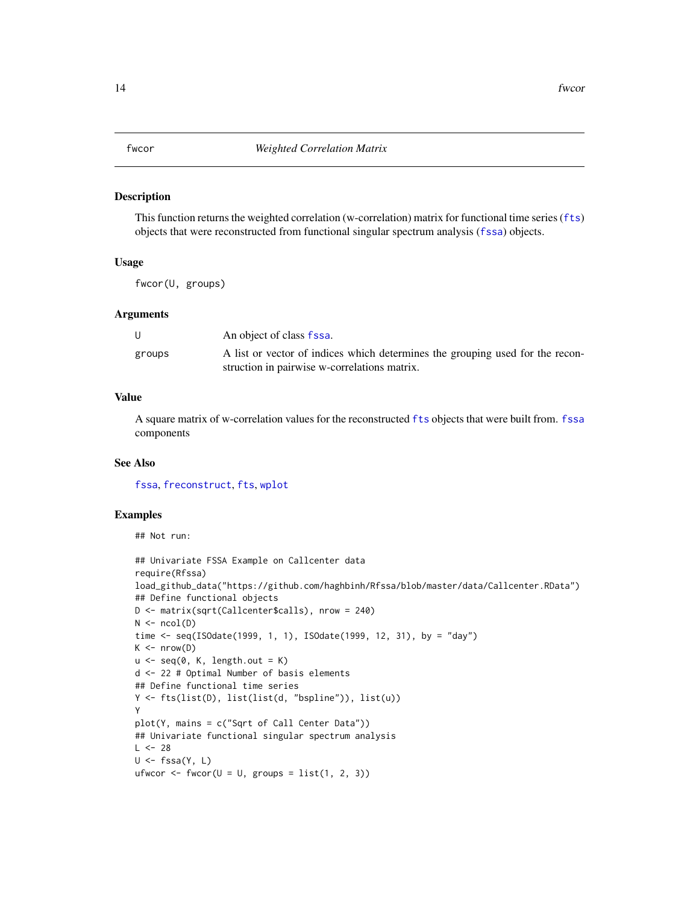# fwcor — *Weighted Correlation Matrix*

## Description

This function returns the weighted correlation (w-correlation) matrix for functional time series (fts) objects that were reconstructed from functional singular spectrum analysis (fssa) objects.

## Usage

```
fwcor(U, groups)
```

## Arguments

| | |
|---|---|
| U | An object of class fssa. |
| groups | A list or vector of indices which determines the grouping used for the reconstruction in pairwise w-correlations matrix. |

## Value

A square matrix of w-correlation values for the reconstructed fts objects that were built from. fssa components

## See Also

fssa, freconstruct, fts, wplot

## Examples

```
## Not run:

## Univariate FSSA Example on Callcenter data
require(Rfssa)
load_github_data("https://github.com/haghbinh/Rfssa/blob/master/data/Callcenter.RData")
## Define functional objects
D <- matrix(sqrt(Callcenter$calls), nrow = 240)
N <- ncol(D)
time <- seq(ISOdate(1999, 1, 1), ISOdate(1999, 12, 31), by = "day")
K <- nrow(D)
u <- seq(0, K, length.out = K)
d <- 22 # Optimal Number of basis elements
## Define functional time series
Y <- fts(list(D), list(list(d, "bspline")), list(u))
Y
plot(Y, mains = c("Sqrt of Call Center Data"))
## Univariate functional singular spectrum analysis
L <- 28
U <- fssa(Y, L)
ufwcor <- fwcor(U = U, groups = list(1, 2, 3))
```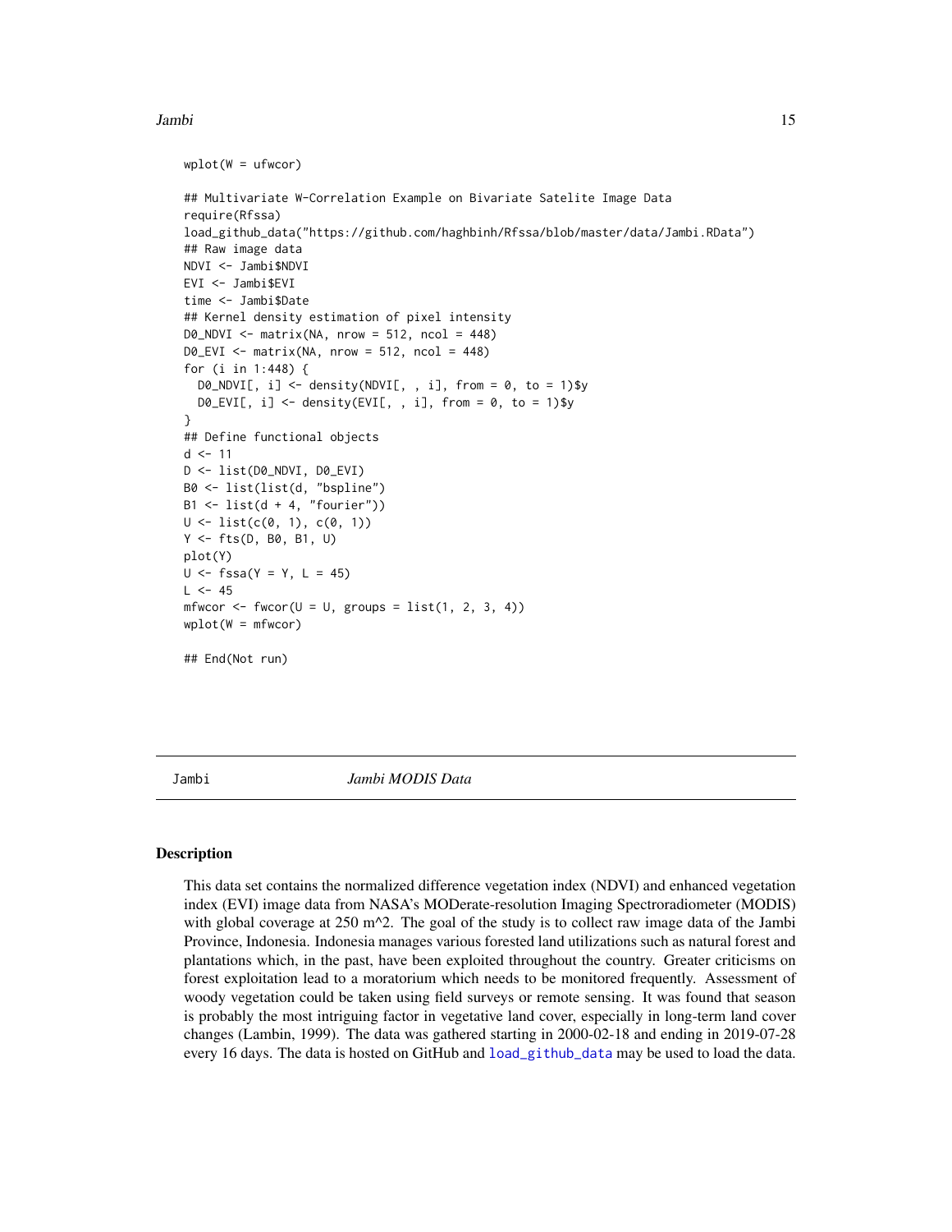```
wplot(W = ufwcor)

## Multivariate W-Correlation Example on Bivariate Satelite Image Data
require(Rfssa)
load_github_data("https://github.com/haghbinh/Rfssa/blob/master/data/Jambi.RData")
## Raw image data
NDVI <- Jambi$NDVI
EVI <- Jambi$EVI
time <- Jambi$Date
## Kernel density estimation of pixel intensity
D0_NDVI <- matrix(NA, nrow = 512, ncol = 448)
D0_EVI <- matrix(NA, nrow = 512, ncol = 448)
for (i in 1:448) {
  D0_NDVI[, i] <- density(NDVI[, , i], from = 0, to = 1)$y
  D0_EVI[, i] <- density(EVI[, , i], from = 0, to = 1)$y
}
## Define functional objects
d <- 11
D <- list(D0_NDVI, D0_EVI)
B0 <- list(list(d, "bspline")
B1 <- list(d + 4, "fourier"))
U <- list(c(0, 1), c(0, 1))
Y <- fts(D, B0, B1, U)
plot(Y)
U <- fssa(Y = Y, L = 45)
L <- 45
mfwcor <- fwcor(U = U, groups = list(1, 2, 3, 4))
wplot(W = mfwcor)

## End(Not run)
```

---

## Jambi — *Jambi MODIS Data*

### Description

This data set contains the normalized difference vegetation index (NDVI) and enhanced vegetation index (EVI) image data from NASA's MODerate-resolution Imaging Spectroradiometer (MODIS) with global coverage at 250 m^2. The goal of the study is to collect raw image data of the Jambi Province, Indonesia. Indonesia manages various forested land utilizations such as natural forest and plantations which, in the past, have been exploited throughout the country. Greater criticisms on forest exploitation lead to a moratorium which needs to be monitored frequently. Assessment of woody vegetation could be taken using field surveys or remote sensing. It was found that season is probably the most intriguing factor in vegetative land cover, especially in long-term land cover changes (Lambin, 1999). The data was gathered starting in 2000-02-18 and ending in 2019-07-28 every 16 days. The data is hosted on GitHub and `load_github_data` may be used to load the data.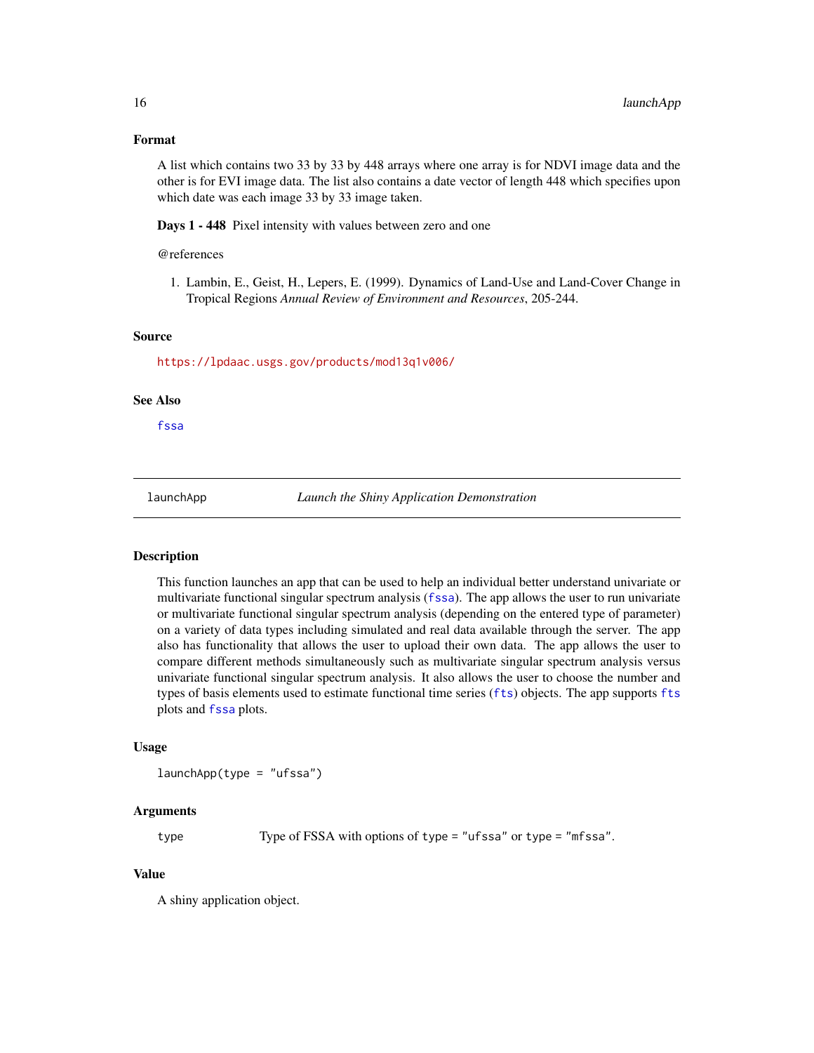### Format

A list which contains two 33 by 33 by 448 arrays where one array is for NDVI image data and the other is for EVI image data. The list also contains a date vector of length 448 which specifies upon which date was each image 33 by 33 image taken.

**Days 1 - 448** Pixel intensity with values between zero and one

@references

1. Lambin, E., Geist, H., Lepers, E. (1999). Dynamics of Land-Use and Land-Cover Change in Tropical Regions *Annual Review of Environment and Resources*, 205-244.

### Source

https://lpdaac.usgs.gov/products/mod13q1v006/

### See Also

fssa

---

## launchApp — *Launch the Shiny Application Demonstration*

### Description

This function launches an app that can be used to help an individual better understand univariate or multivariate functional singular spectrum analysis (fssa). The app allows the user to run univariate or multivariate functional singular spectrum analysis (depending on the entered type of parameter) on a variety of data types including simulated and real data available through the server. The app also has functionality that allows the user to upload their own data. The app allows the user to compare different methods simultaneously such as multivariate singular spectrum analysis versus univariate functional singular spectrum analysis. It also allows the user to choose the number and types of basis elements used to estimate functional time series (fts) objects. The app supports fts plots and fssa plots.

### Usage

```
launchApp(type = "ufssa")
```

### Arguments

| | |
|---|---|
| type | Type of FSSA with options of `type = "ufssa"` or `type = "mfssa"`. |

### Value

A shiny application object.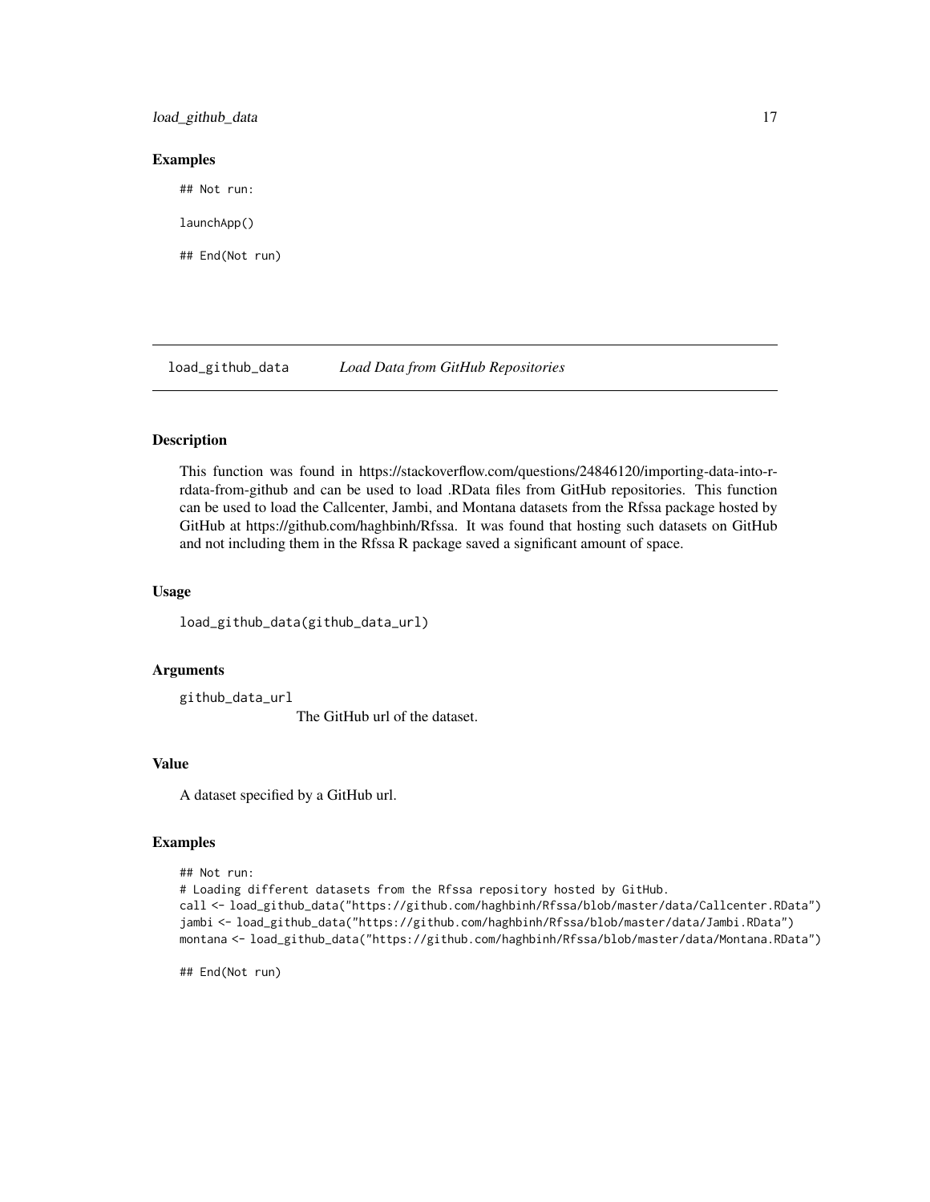### Examples

```
## Not run:

launchApp()

## End(Not run)
```

## load_github_data — *Load Data from GitHub Repositories*

### Description

This function was found in https://stackoverflow.com/questions/24846120/importing-data-into-r-rdata-from-github and can be used to load .RData files from GitHub repositories. This function can be used to load the Callcenter, Jambi, and Montana datasets from the Rfssa package hosted by GitHub at https://github.com/haghbinh/Rfssa. It was found that hosting such datasets on GitHub and not including them in the Rfssa R package saved a significant amount of space.

### Usage

```
load_github_data(github_data_url)
```

### Arguments

`github_data_url` — The GitHub url of the dataset.

### Value

A dataset specified by a GitHub url.

### Examples

```
## Not run:
# Loading different datasets from the Rfssa repository hosted by GitHub.
call <- load_github_data("https://github.com/haghbinh/Rfssa/blob/master/data/Callcenter.RData")
jambi <- load_github_data("https://github.com/haghbinh/Rfssa/blob/master/data/Jambi.RData")
montana <- load_github_data("https://github.com/haghbinh/Rfssa/blob/master/data/Montana.RData")

## End(Not run)
```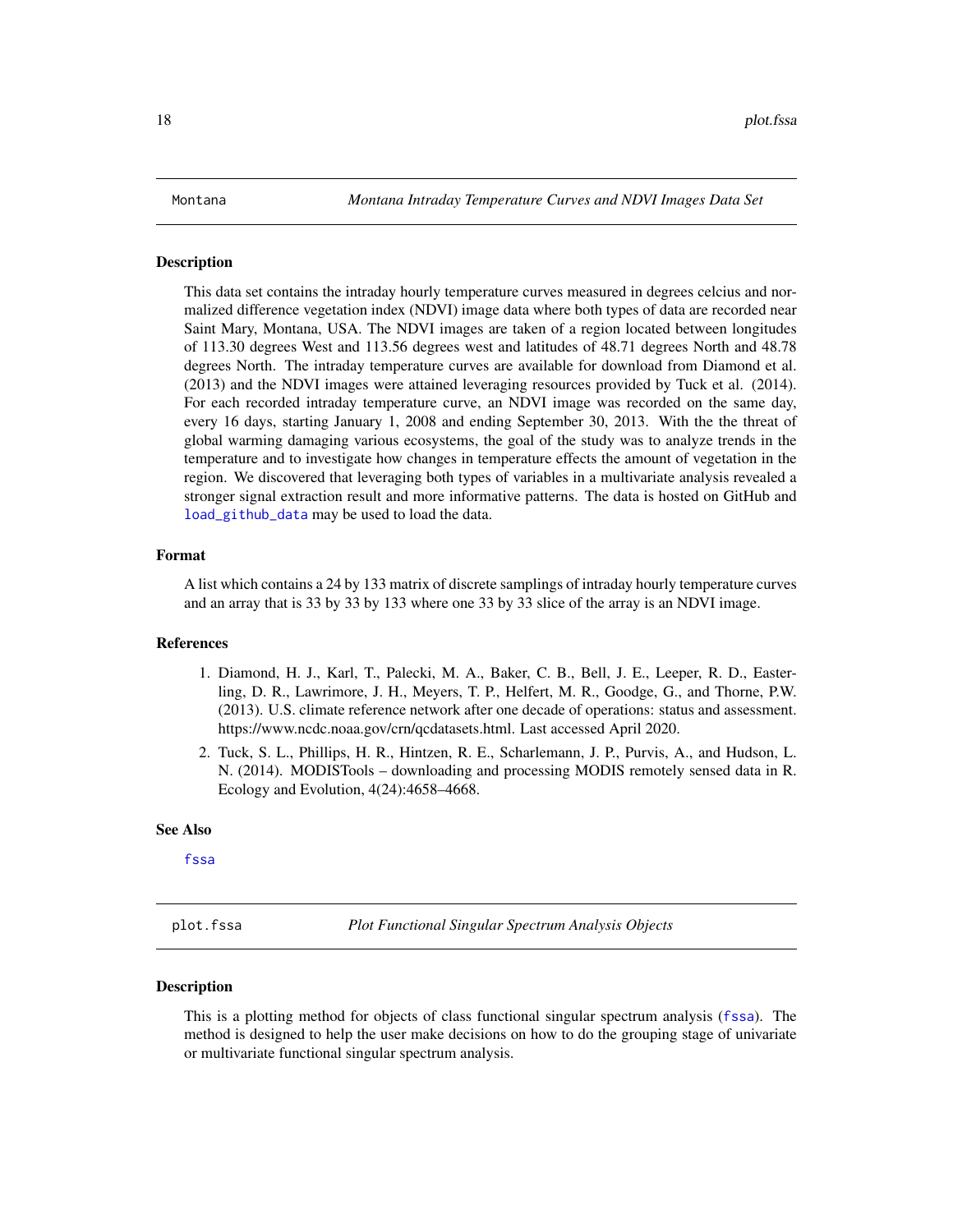## Montana — *Montana Intraday Temperature Curves and NDVI Images Data Set*

### Description

This data set contains the intraday hourly temperature curves measured in degrees celcius and normalized difference vegetation index (NDVI) image data where both types of data are recorded near Saint Mary, Montana, USA. The NDVI images are taken of a region located between longitudes of 113.30 degrees West and 113.56 degrees west and latitudes of 48.71 degrees North and 48.78 degrees North. The intraday temperature curves are available for download from Diamond et al. (2013) and the NDVI images were attained leveraging resources provided by Tuck et al. (2014). For each recorded intraday temperature curve, an NDVI image was recorded on the same day, every 16 days, starting January 1, 2008 and ending September 30, 2013. With the the threat of global warming damaging various ecosystems, the goal of the study was to analyze trends in the temperature and to investigate how changes in temperature effects the amount of vegetation in the region. We discovered that leveraging both types of variables in a multivariate analysis revealed a stronger signal extraction result and more informative patterns. The data is hosted on GitHub and `load_github_data` may be used to load the data.

### Format

A list which contains a 24 by 133 matrix of discrete samplings of intraday hourly temperature curves and an array that is 33 by 33 by 133 where one 33 by 33 slice of the array is an NDVI image.

### References

1. Diamond, H. J., Karl, T., Palecki, M. A., Baker, C. B., Bell, J. E., Leeper, R. D., Easterling, D. R., Lawrimore, J. H., Meyers, T. P., Helfert, M. R., Goodge, G., and Thorne, P.W. (2013). U.S. climate reference network after one decade of operations: status and assessment. https://www.ncdc.noaa.gov/crn/qcdatasets.html. Last accessed April 2020.
2. Tuck, S. L., Phillips, H. R., Hintzen, R. E., Scharlemann, J. P., Purvis, A., and Hudson, L. N. (2014). MODISTools – downloading and processing MODIS remotely sensed data in R. Ecology and Evolution, 4(24):4658–4668.

### See Also

`fssa`

## plot.fssa — *Plot Functional Singular Spectrum Analysis Objects*

### Description

This is a plotting method for objects of class functional singular spectrum analysis (`fssa`). The method is designed to help the user make decisions on how to do the grouping stage of univariate or multivariate functional singular spectrum analysis.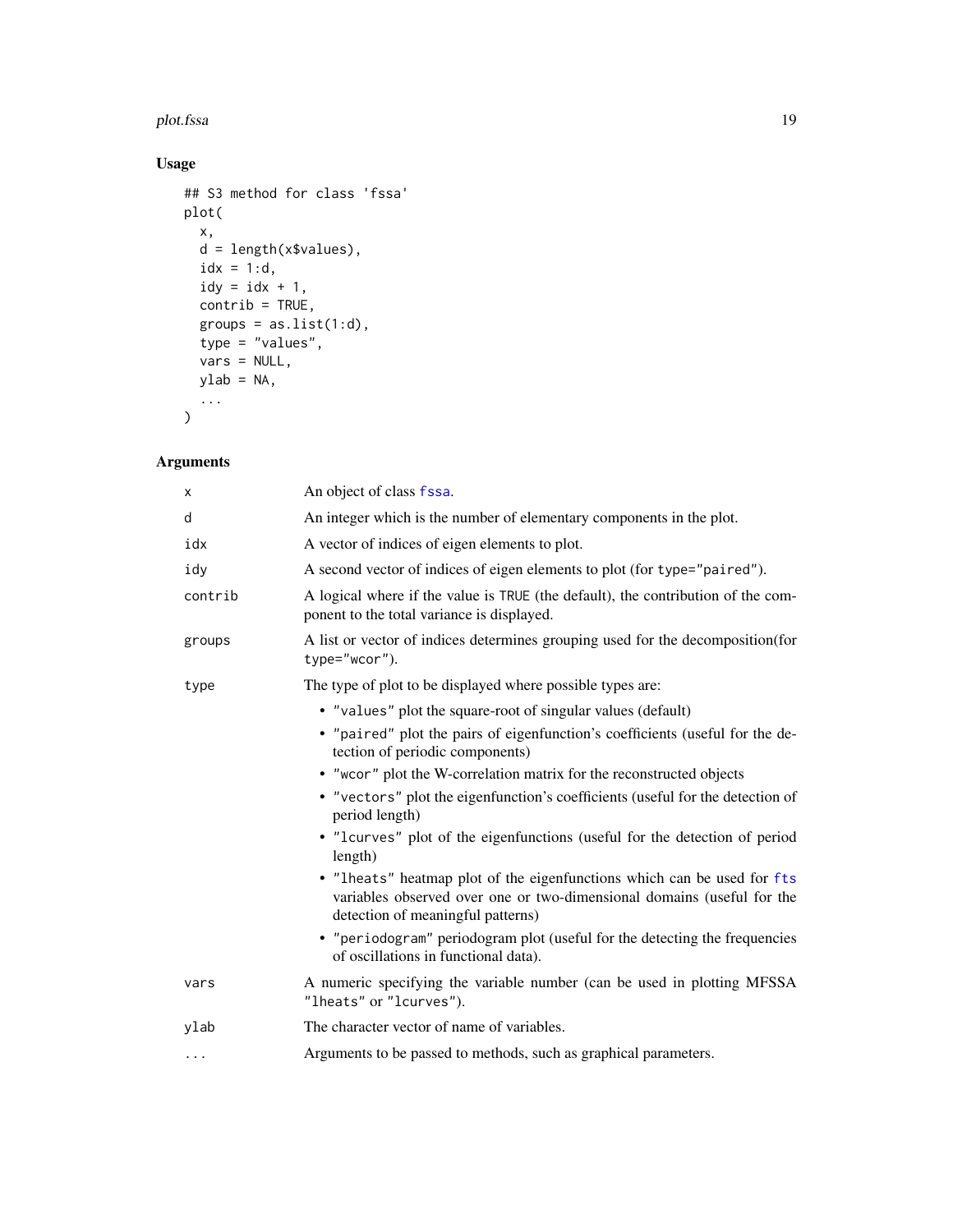## Usage

```
## S3 method for class 'fssa'
plot(
  x,
  d = length(x$values),
  idx = 1:d,
  idy = idx + 1,
  contrib = TRUE,
  groups = as.list(1:d),
  type = "values",
  vars = NULL,
  ylab = NA,
  ...
)
```

## Arguments

| | |
|---|---|
| `x` | An object of class `fssa`. |
| `d` | An integer which is the number of elementary components in the plot. |
| `idx` | A vector of indices of eigen elements to plot. |
| `idy` | A second vector of indices of eigen elements to plot (for `type="paired"`). |
| `contrib` | A logical where if the value is `TRUE` (the default), the contribution of the component to the total variance is displayed. |
| `groups` | A list or vector of indices determines grouping used for the decomposition(for `type="wcor"`). |
| `type` | The type of plot to be displayed where possible types are: <br>• `"values"` plot the square-root of singular values (default) <br>• `"paired"` plot the pairs of eigenfunction's coefficients (useful for the detection of periodic components) <br>• `"wcor"` plot the W-correlation matrix for the reconstructed objects <br>• `"vectors"` plot the eigenfunction's coefficients (useful for the detection of period length) <br>• `"lcurves"` plot of the eigenfunctions (useful for the detection of period length) <br>• `"lheats"` heatmap plot of the eigenfunctions which can be used for `fts` variables observed over one or two-dimensional domains (useful for the detection of meaningful patterns) <br>• `"periodogram"` periodogram plot (useful for the detecting the frequencies of oscillations in functional data). |
| `vars` | A numeric specifying the variable number (can be used in plotting MFSSA `"lheats"` or `"lcurves"`). |
| `ylab` | The character vector of name of variables. |
| `...` | Arguments to be passed to methods, such as graphical parameters. |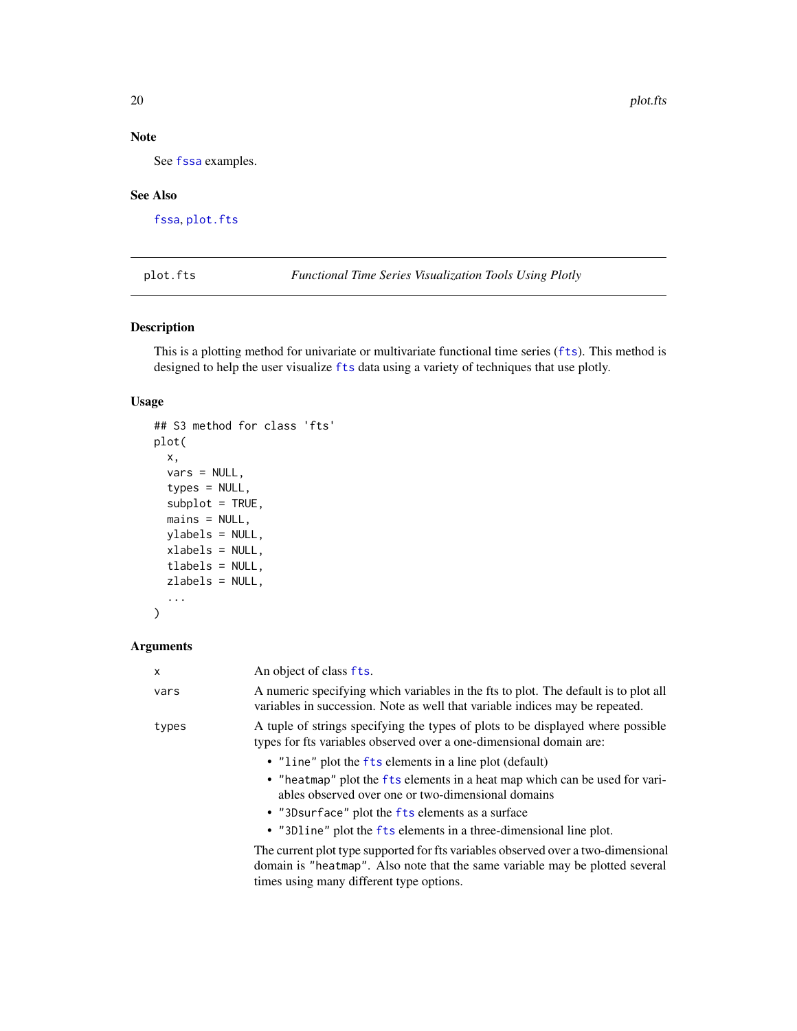### Note

See fssa examples.

### See Also

fssa, plot.fts

## plot.fts — *Functional Time Series Visualization Tools Using Plotly*

### Description

This is a plotting method for univariate or multivariate functional time series (fts). This method is designed to help the user visualize fts data using a variety of techniques that use plotly.

### Usage

```
## S3 method for class 'fts'
plot(
  x,
  vars = NULL,
  types = NULL,
  subplot = TRUE,
  mains = NULL,
  ylabels = NULL,
  xlabels = NULL,
  tlabels = NULL,
  zlabels = NULL,
  ...
)
```

### Arguments

| | |
|---|---|
| x | An object of class fts. |
| vars | A numeric specifying which variables in the fts to plot. The default is to plot all variables in succession. Note as well that variable indices may be repeated. |
| types | A tuple of strings specifying the types of plots to be displayed where possible types for fts variables observed over a one-dimensional domain are: <br>• "line" plot the fts elements in a line plot (default) <br>• "heatmap" plot the fts elements in a heat map which can be used for variables observed over one or two-dimensional domains <br>• "3Dsurface" plot the fts elements as a surface <br>• "3Dline" plot the fts elements in a three-dimensional line plot. <br>The current plot type supported for fts variables observed over a two-dimensional domain is "heatmap". Also note that the same variable may be plotted several times using many different type options. |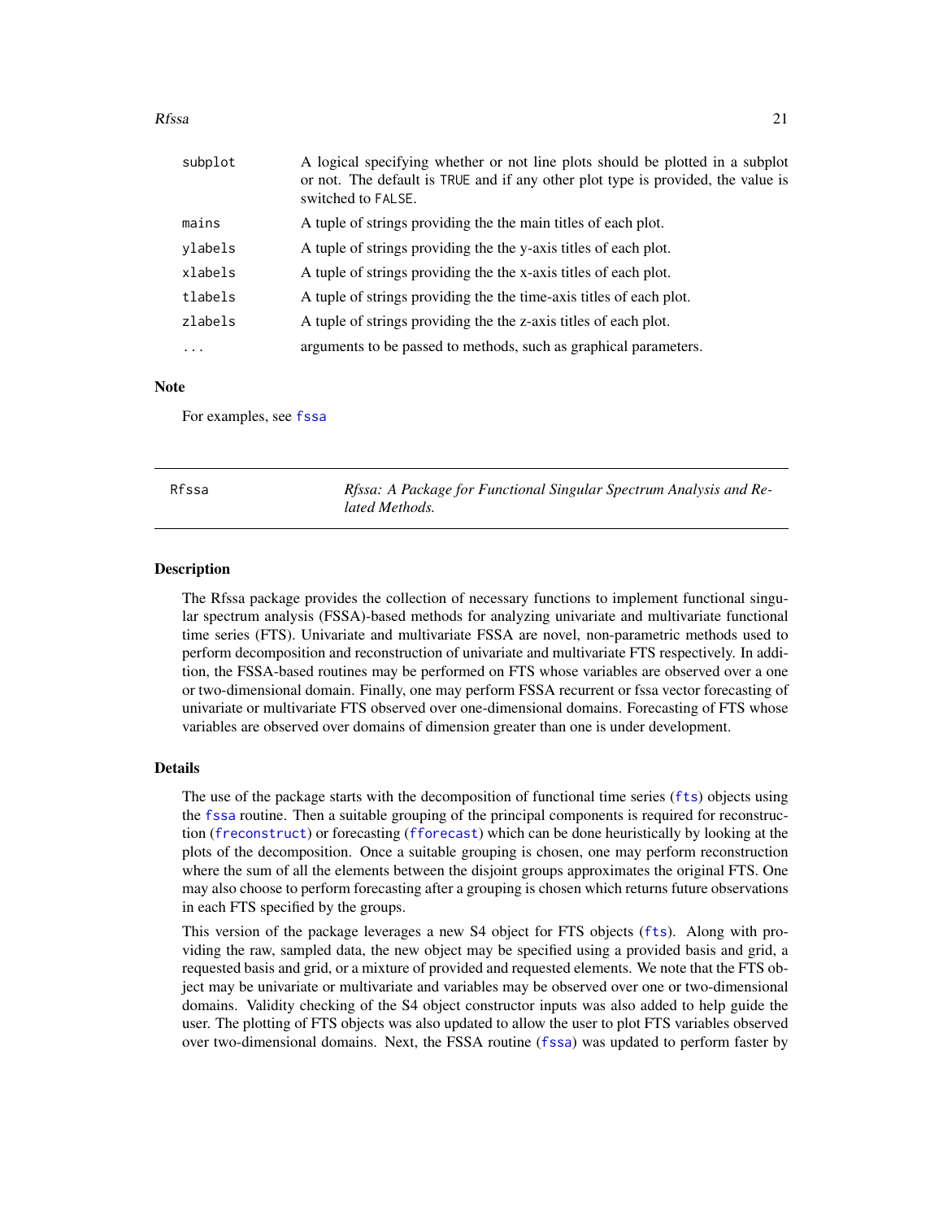| | |
|---|---|
| subplot | A logical specifying whether or not line plots should be plotted in a subplot or not. The default is TRUE and if any other plot type is provided, the value is switched to FALSE. |
| mains | A tuple of strings providing the the main titles of each plot. |
| ylabels | A tuple of strings providing the the y-axis titles of each plot. |
| xlabels | A tuple of strings providing the the x-axis titles of each plot. |
| tlabels | A tuple of strings providing the the time-axis titles of each plot. |
| zlabels | A tuple of strings providing the the z-axis titles of each plot. |
| ... | arguments to be passed to methods, such as graphical parameters. |

### Note

For examples, see fssa

---

Rfssa — *Rfssa: A Package for Functional Singular Spectrum Analysis and Related Methods.*

---

### Description

The Rfssa package provides the collection of necessary functions to implement functional singular spectrum analysis (FSSA)-based methods for analyzing univariate and multivariate functional time series (FTS). Univariate and multivariate FSSA are novel, non-parametric methods used to perform decomposition and reconstruction of univariate and multivariate FTS respectively. In addition, the FSSA-based routines may be performed on FTS whose variables are observed over a one or two-dimensional domain. Finally, one may perform FSSA recurrent or fssa vector forecasting of univariate or multivariate FTS observed over one-dimensional domains. Forecasting of FTS whose variables are observed over domains of dimension greater than one is under development.

### Details

The use of the package starts with the decomposition of functional time series (fts) objects using the fssa routine. Then a suitable grouping of the principal components is required for reconstruction (freconstruct) or forecasting (fforecast) which can be done heuristically by looking at the plots of the decomposition. Once a suitable grouping is chosen, one may perform reconstruction where the sum of all the elements between the disjoint groups approximates the original FTS. One may also choose to perform forecasting after a grouping is chosen which returns future observations in each FTS specified by the groups.

This version of the package leverages a new S4 object for FTS objects (fts). Along with providing the raw, sampled data, the new object may be specified using a provided basis and grid, a requested basis and grid, or a mixture of provided and requested elements. We note that the FTS object may be univariate or multivariate and variables may be observed over one or two-dimensional domains. Validity checking of the S4 object constructor inputs was also added to help guide the user. The plotting of FTS objects was also updated to allow the user to plot FTS variables observed over two-dimensional domains. Next, the FSSA routine (fssa) was updated to perform faster by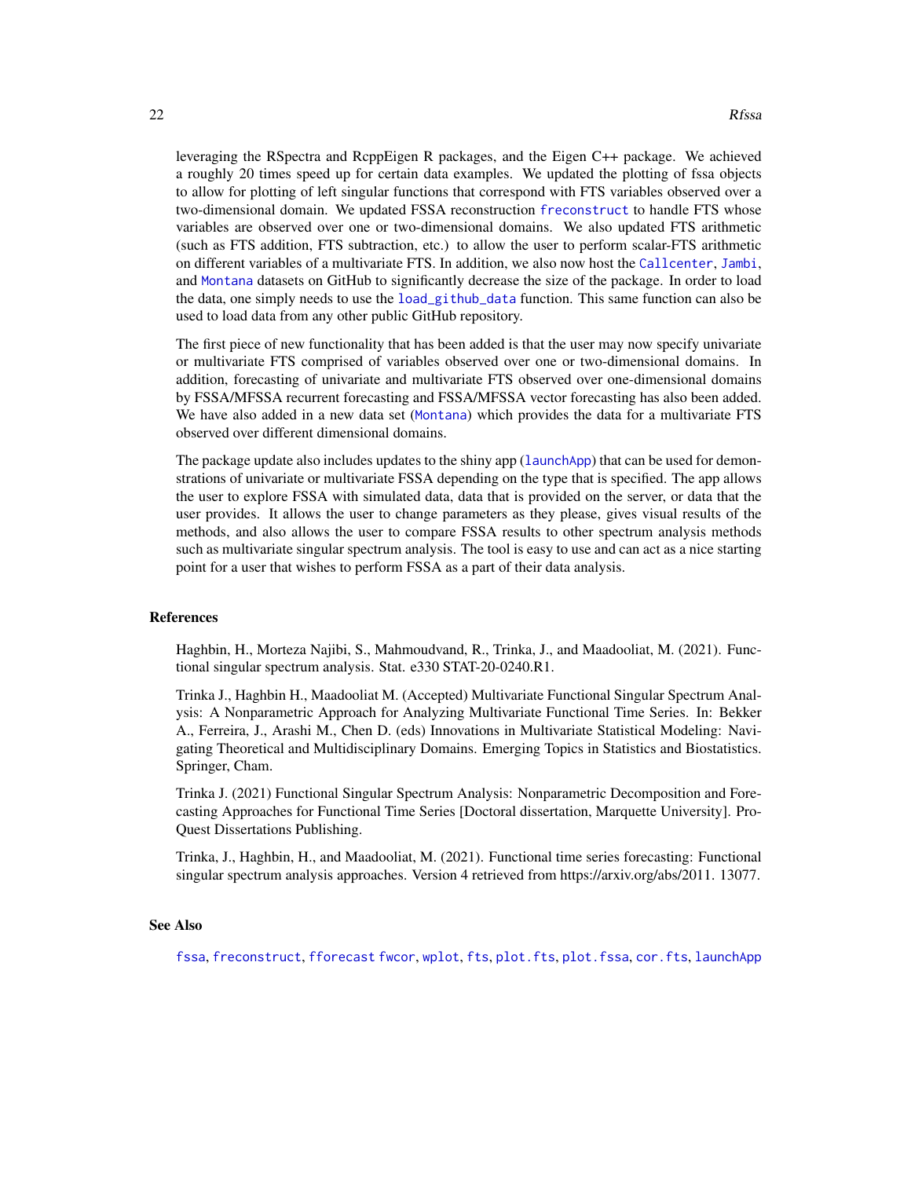leveraging the RSpectra and RcppEigen R packages, and the Eigen C++ package. We achieved a roughly 20 times speed up for certain data examples. We updated the plotting of fssa objects to allow for plotting of left singular functions that correspond with FTS variables observed over a two-dimensional domain. We updated FSSA reconstruction `freconstruct` to handle FTS whose variables are observed over one or two-dimensional domains. We also updated FTS arithmetic (such as FTS addition, FTS subtraction, etc.) to allow the user to perform scalar-FTS arithmetic on different variables of a multivariate FTS. In addition, we also now host the `Callcenter`, `Jambi`, and `Montana` datasets on GitHub to significantly decrease the size of the package. In order to load the data, one simply needs to use the `load_github_data` function. This same function can also be used to load data from any other public GitHub repository.

The first piece of new functionality that has been added is that the user may now specify univariate or multivariate FTS comprised of variables observed over one or two-dimensional domains. In addition, forecasting of univariate and multivariate FTS observed over one-dimensional domains by FSSA/MFSSA recurrent forecasting and FSSA/MFSSA vector forecasting has also been added. We have also added in a new data set (`Montana`) which provides the data for a multivariate FTS observed over different dimensional domains.

The package update also includes updates to the shiny app (`launchApp`) that can be used for demonstrations of univariate or multivariate FSSA depending on the type that is specified. The app allows the user to explore FSSA with simulated data, data that is provided on the server, or data that the user provides. It allows the user to change parameters as they please, gives visual results of the methods, and also allows the user to compare FSSA results to other spectrum analysis methods such as multivariate singular spectrum analysis. The tool is easy to use and can act as a nice starting point for a user that wishes to perform FSSA as a part of their data analysis.

## References

Haghbin, H., Morteza Najibi, S., Mahmoudvand, R., Trinka, J., and Maadooliat, M. (2021). Functional singular spectrum analysis. Stat. e330 STAT-20-0240.R1.

Trinka J., Haghbin H., Maadooliat M. (Accepted) Multivariate Functional Singular Spectrum Analysis: A Nonparametric Approach for Analyzing Multivariate Functional Time Series. In: Bekker A., Ferreira, J., Arashi M., Chen D. (eds) Innovations in Multivariate Statistical Modeling: Navigating Theoretical and Multidisciplinary Domains. Emerging Topics in Statistics and Biostatistics. Springer, Cham.

Trinka J. (2021) Functional Singular Spectrum Analysis: Nonparametric Decomposition and Forecasting Approaches for Functional Time Series [Doctoral dissertation, Marquette University]. ProQuest Dissertations Publishing.

Trinka, J., Haghbin, H., and Maadooliat, M. (2021). Functional time series forecasting: Functional singular spectrum analysis approaches. Version 4 retrieved from https://arxiv.org/abs/2011. 13077.

## See Also

`fssa`, `freconstruct`, `fforecast` `fwcor`, `wplot`, `fts`, `plot.fts`, `plot.fssa`, `cor.fts`, `launchApp`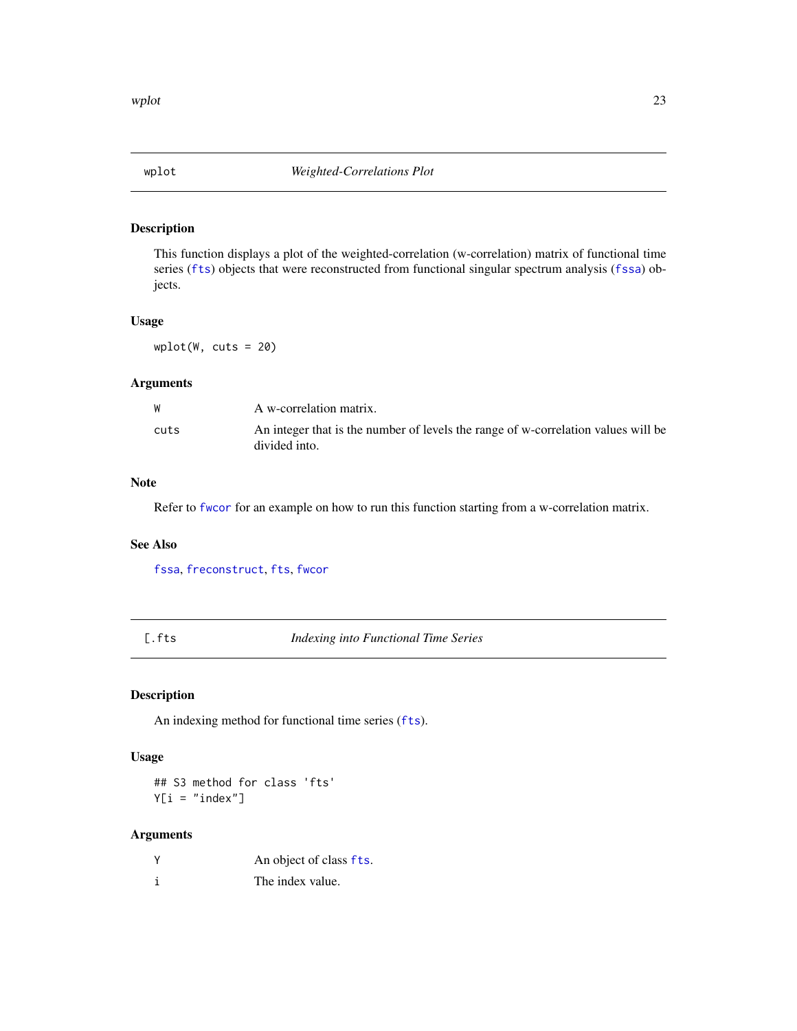## wplot — *Weighted-Correlations Plot*

### Description

This function displays a plot of the weighted-correlation (w-correlation) matrix of functional time series (fts) objects that were reconstructed from functional singular spectrum analysis (fssa) objects.

### Usage

```
wplot(W, cuts = 20)
```

### Arguments

| | |
|---|---|
| W | A w-correlation matrix. |
| cuts | An integer that is the number of levels the range of w-correlation values will be divided into. |

### Note

Refer to fwcor for an example on how to run this function starting from a w-correlation matrix.

### See Also

fssa, freconstruct, fts, fwcor

## [.fts — *Indexing into Functional Time Series*

### Description

An indexing method for functional time series (fts).

### Usage

```
## S3 method for class 'fts'
Y[i = "index"]
```

### Arguments

| | |
|---|---|
| Y | An object of class fts. |
| i | The index value. |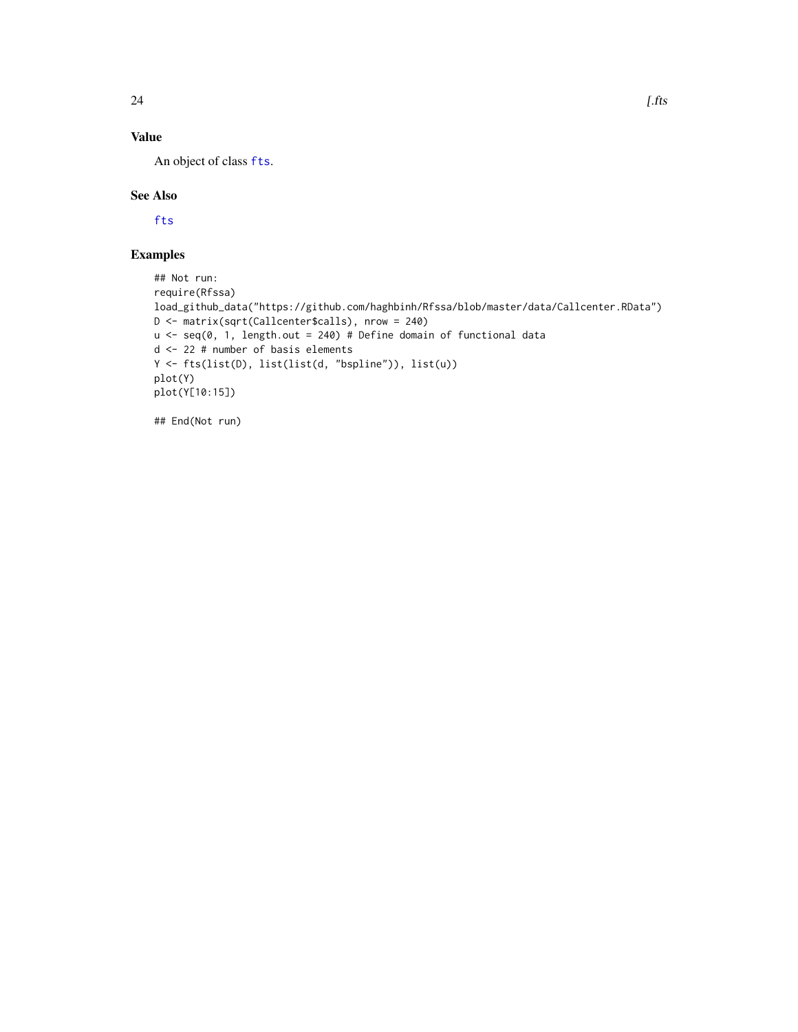## Value

An object of class `fts`.

## See Also

`fts`

## Examples

```
## Not run:
require(Rfssa)
load_github_data("https://github.com/haghbinh/Rfssa/blob/master/data/Callcenter.RData")
D <- matrix(sqrt(Callcenter$calls), nrow = 240)
u <- seq(0, 1, length.out = 240) # Define domain of functional data
d <- 22 # number of basis elements
Y <- fts(list(D), list(list(d, "bspline")), list(u))
plot(Y)
plot(Y[10:15])

## End(Not run)
```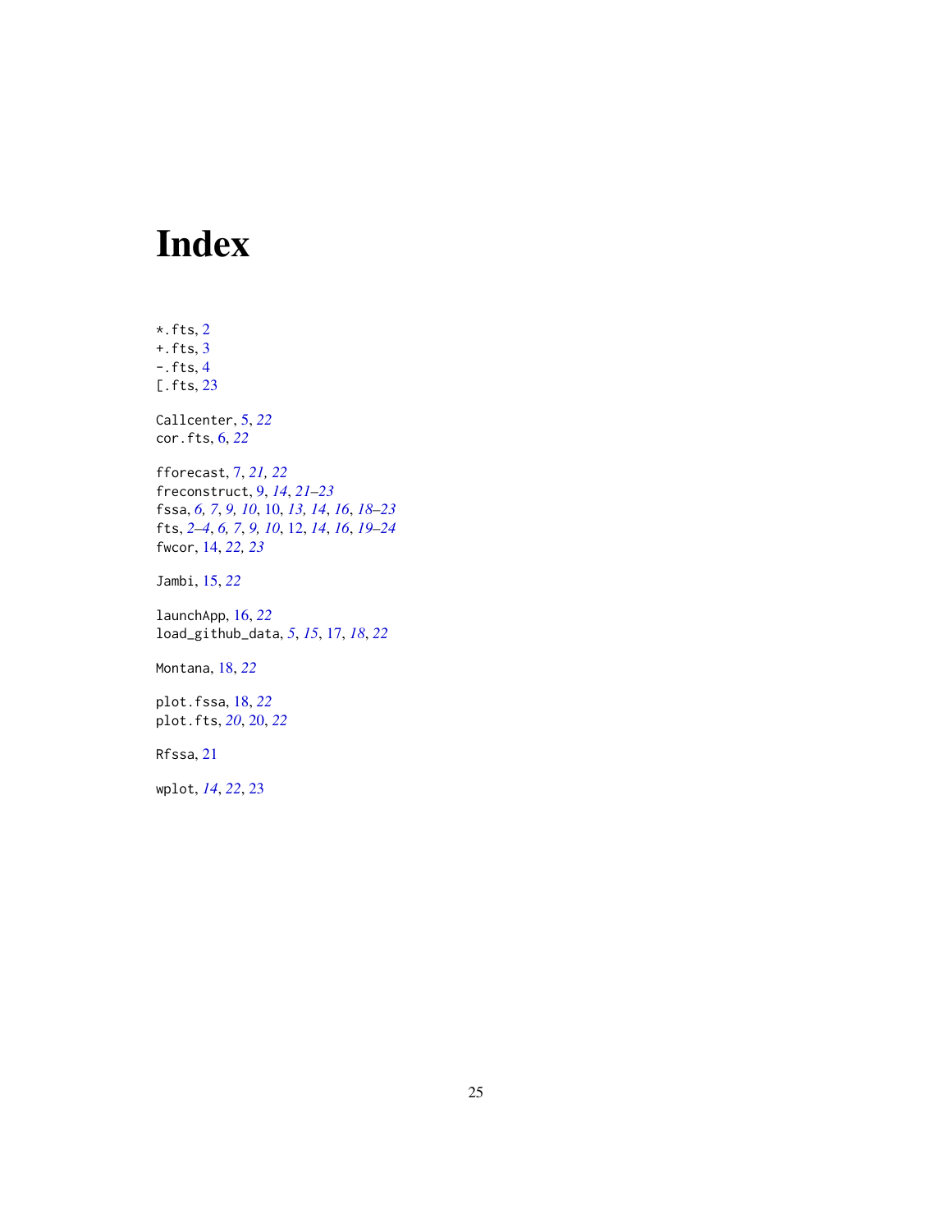# Index

*.fts, 2
+.fts, 3
-.fts, 4
[.fts, 23

Callcenter, 5, *22*
cor.fts, 6, *22*

fforecast, 7, *21, 22*
freconstruct, 9, *14*, *21–23*
fssa, *6, 7*, *9, 10*, 10, *13, 14*, *16*, *18–23*
fts, *2–4*, *6, 7*, *9, 10*, 12, *14*, *16*, *19–24*
fwcor, 14, *22, 23*

Jambi, 15, *22*

launchApp, 16, *22*
load_github_data, *5*, *15*, 17, *18*, *22*

Montana, 18, *22*

plot.fssa, 18, *22*
plot.fts, *20*, 20, *22*

Rfssa, 21

wplot, *14*, *22*, 23